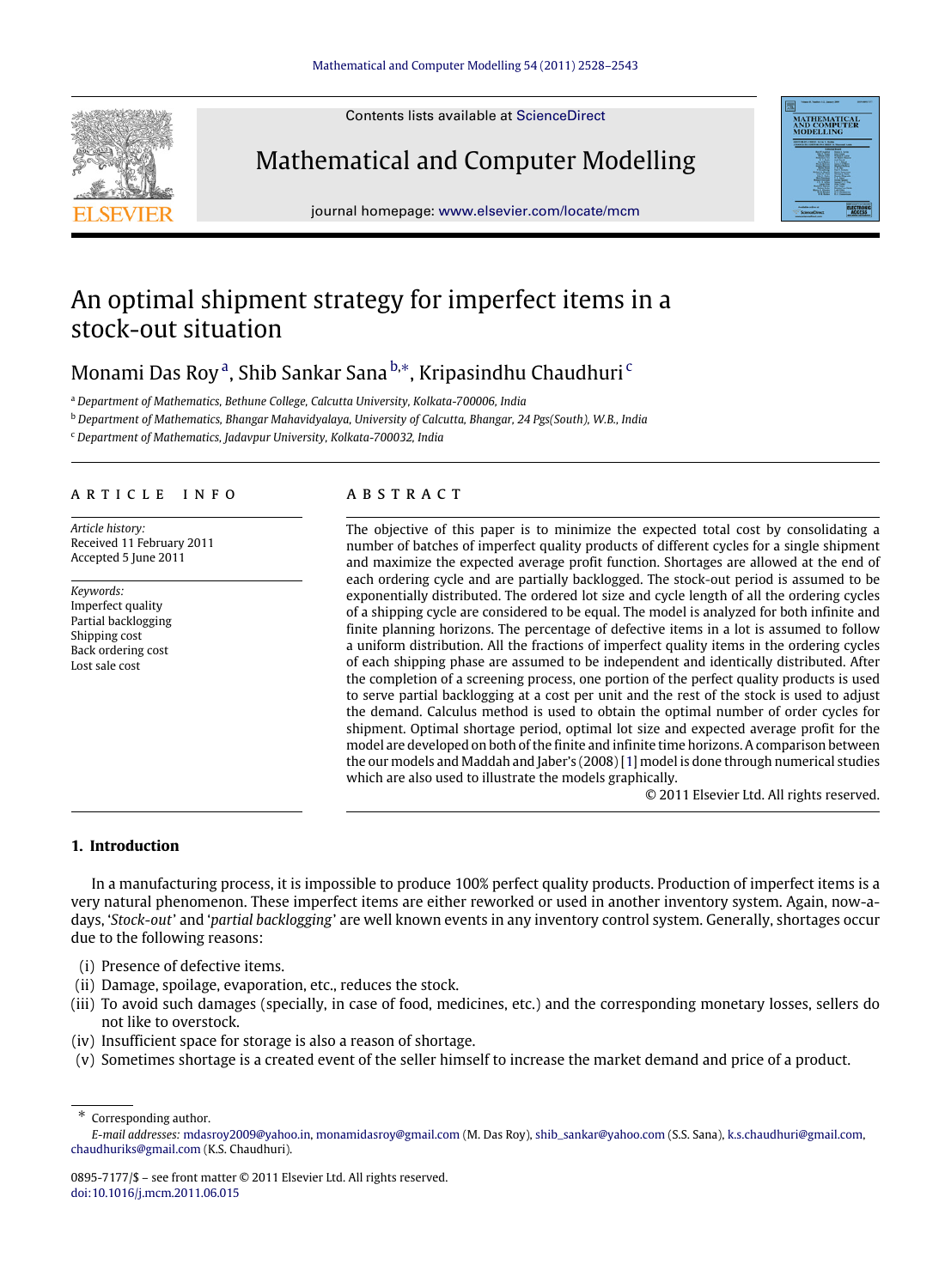# An optimal shipment strategy for imperfect items in a stock-out situation

Monami Das Roy [a], Shib Sankar Sana [b,*], Kripasindhu Chaudhuri [c]

[a] Department of Mathematics, Bethune College, Calcutta University, Kolkata-700006, India

[b] Department of Mathematics, Bhangar Mahavidyalaya, University of Calcutta, Bhangar, 24 Pgs(South), W.B., India

[c] Department of Mathematics, Jadavpur University, Kolkata-700032, India

## ARTICLE INFO

*Article history:*
Received 11 February 2011
Accepted 5 June 2011

*Keywords:*
Imperfect quality
Partial backlogging
Shipping cost
Back ordering cost
Lost sale cost

## ABSTRACT

The objective of this paper is to minimize the expected total cost by consolidating a number of batches of imperfect quality products of different cycles for a single shipment and maximize the expected average profit function. Shortages are allowed at the end of each ordering cycle and are partially backlogged. The stock-out period is assumed to be exponentially distributed. The ordered lot size and cycle length of all the ordering cycles of a shipping cycle are considered to be equal. The model is analyzed for both infinite and finite planning horizons. The percentage of defective items in a lot is assumed to follow a uniform distribution. All the fractions of imperfect quality items in the ordering cycles of each shipping phase are assumed to be independent and identically distributed. After the completion of a screening process, one portion of the perfect quality products is used to serve partial backlogging at a cost per unit and the rest of the stock is used to adjust the demand. Calculus method is used to obtain the optimal number of order cycles for shipment. Optimal shortage period, optimal lot size and expected average profit for the model are developed on both of the finite and infinite time horizons. A comparison between the our models and Maddah and Jaber's (2008) [1] model is done through numerical studies which are also used to illustrate the models graphically.

© 2011 Elsevier Ltd. All rights reserved.

## 1. Introduction

In a manufacturing process, it is impossible to produce 100% perfect quality products. Production of imperfect items is a very natural phenomenon. These imperfect items are either reworked or used in another inventory system. Again, now-a-days, '*Stock-out*' and '*partial backlogging*' are well known events in any inventory control system. Generally, shortages occur due to the following reasons:

(i) Presence of defective items.
(ii) Damage, spoilage, evaporation, etc., reduces the stock.
(iii) To avoid such damages (specially, in case of food, medicines, etc.) and the corresponding monetary losses, sellers do not like to overstock.
(iv) Insufficient space for storage is also a reason of shortage.
(v) Sometimes shortage is a created event of the seller himself to increase the market demand and price of a product.

---

* Corresponding author.
*E-mail addresses:* mdasroy2009@yahoo.in, monamidasroy@gmail.com (M. Das Roy), shib_sankar@yahoo.com (S.S. Sana), k.s.chaudhuri@gmail.com, chaudhuriks@gmail.com (K.S. Chaudhuri).

0895-7177/$ – see front matter © 2011 Elsevier Ltd. All rights reserved.
doi:10.1016/j.mcm.2011.06.015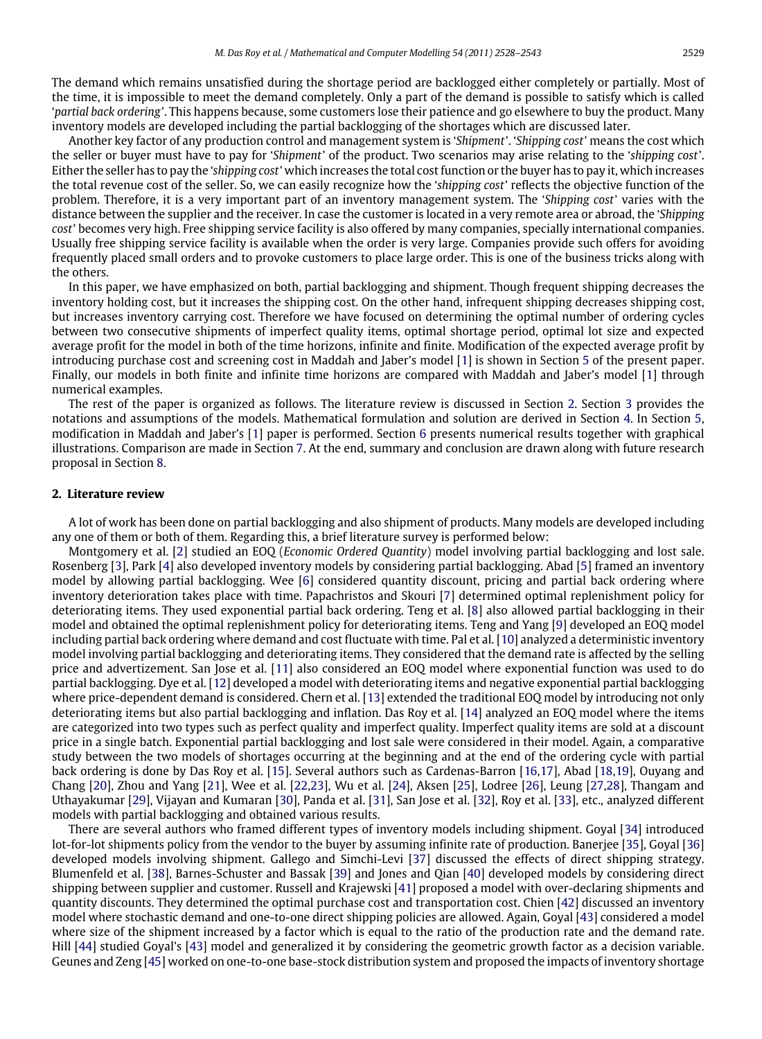The demand which remains unsatisfied during the shortage period are backlogged either completely or partially. Most of the time, it is impossible to meet the demand completely. Only a part of the demand is possible to satisfy which is called '*partial back ordering*'. This happens because, some customers lose their patience and go elsewhere to buy the product. Many inventory models are developed including the partial backlogging of the shortages which are discussed later.

Another key factor of any production control and management system is '*Shipment*'. '*Shipping cost*' means the cost which the seller or buyer must have to pay for '*Shipment*' of the product. Two scenarios may arise relating to the '*shipping cost*'. Either the seller has to pay the '*shipping cost*' which increases the total cost function or the buyer has to pay it, which increases the total revenue cost of the seller. So, we can easily recognize how the '*shipping cost*' reflects the objective function of the problem. Therefore, it is a very important part of an inventory management system. The '*Shipping cost*' varies with the distance between the supplier and the receiver. In case the customer is located in a very remote area or abroad, the '*Shipping cost*' becomes very high. Free shipping service facility is also offered by many companies, specially international companies. Usually free shipping service facility is available when the order is very large. Companies provide such offers for avoiding frequently placed small orders and to provoke customers to place large order. This is one of the business tricks along with the others.

In this paper, we have emphasized on both, partial backlogging and shipment. Though frequent shipping decreases the inventory holding cost, but it increases the shipping cost. On the other hand, infrequent shipping decreases shipping cost, but increases inventory carrying cost. Therefore we have focused on determining the optimal number of ordering cycles between two consecutive shipments of imperfect quality items, optimal shortage period, optimal lot size and expected average profit for the model in both of the time horizons, infinite and finite. Modification of the expected average profit by introducing purchase cost and screening cost in Maddah and Jaber's model [1] is shown in Section 5 of the present paper. Finally, our models in both finite and infinite time horizons are compared with Maddah and Jaber's model [1] through numerical examples.

The rest of the paper is organized as follows. The literature review is discussed in Section 2. Section 3 provides the notations and assumptions of the models. Mathematical formulation and solution are derived in Section 4. In Section 5, modification in Maddah and Jaber's [1] paper is performed. Section 6 presents numerical results together with graphical illustrations. Comparison are made in Section 7. At the end, summary and conclusion are drawn along with future research proposal in Section 8.

## 2. Literature review

A lot of work has been done on partial backlogging and also shipment of products. Many models are developed including any one of them or both of them. Regarding this, a brief literature survey is performed below:

Montgomery et al. [2] studied an EOQ (*Economic Ordered Quantity*) model involving partial backlogging and lost sale. Rosenberg [3], Park [4] also developed inventory models by considering partial backlogging. Abad [5] framed an inventory model by allowing partial backlogging. Wee [6] considered quantity discount, pricing and partial back ordering where inventory deterioration takes place with time. Papachristos and Skouri [7] determined optimal replenishment policy for deteriorating items. They used exponential partial back ordering. Teng et al. [8] also allowed partial backlogging in their model and obtained the optimal replenishment policy for deteriorating items. Teng and Yang [9] developed an EOQ model including partial back ordering where demand and cost fluctuate with time. Pal et al. [10] analyzed a deterministic inventory model involving partial backlogging and deteriorating items. They considered that the demand rate is affected by the selling price and advertizement. San Jose et al. [11] also considered an EOQ model where exponential function was used to do partial backlogging. Dye et al. [12] developed a model with deteriorating items and negative exponential partial backlogging where price-dependent demand is considered. Chern et al. [13] extended the traditional EOQ model by introducing not only deteriorating items but also partial backlogging and inflation. Das Roy et al. [14] analyzed an EOQ model where the items are categorized into two types such as perfect quality and imperfect quality. Imperfect quality items are sold at a discount price in a single batch. Exponential partial backlogging and lost sale were considered in their model. Again, a comparative study between the two models of shortages occurring at the beginning and at the end of the ordering cycle with partial back ordering is done by Das Roy et al. [15]. Several authors such as Cardenas-Barron [16,17], Abad [18,19], Ouyang and Chang [20], Zhou and Yang [21], Wee et al. [22,23], Wu et al. [24], Aksen [25], Lodree [26], Leung [27,28], Thangam and Uthayakumar [29], Vijayan and Kumaran [30], Panda et al. [31], San Jose et al. [32], Roy et al. [33], etc., analyzed different models with partial backlogging and obtained various results.

There are several authors who framed different types of inventory models including shipment. Goyal [34] introduced lot-for-lot shipments policy from the vendor to the buyer by assuming infinite rate of production. Banerjee [35], Goyal [36] developed models involving shipment. Gallego and Simchi-Levi [37] discussed the effects of direct shipping strategy. Blumenfeld et al. [38], Barnes-Schuster and Bassak [39] and Jones and Qian [40] developed models by considering direct shipping between supplier and customer. Russell and Krajewski [41] proposed a model with over-declaring shipments and quantity discounts. They determined the optimal purchase cost and transportation cost. Chien [42] discussed an inventory model where stochastic demand and one-to-one direct shipping policies are allowed. Again, Goyal [43] considered a model where size of the shipment increased by a factor which is equal to the ratio of the production rate and the demand rate. Hill [44] studied Goyal's [43] model and generalized it by considering the geometric growth factor as a decision variable. Geunes and Zeng [45] worked on one-to-one base-stock distribution system and proposed the impacts of inventory shortage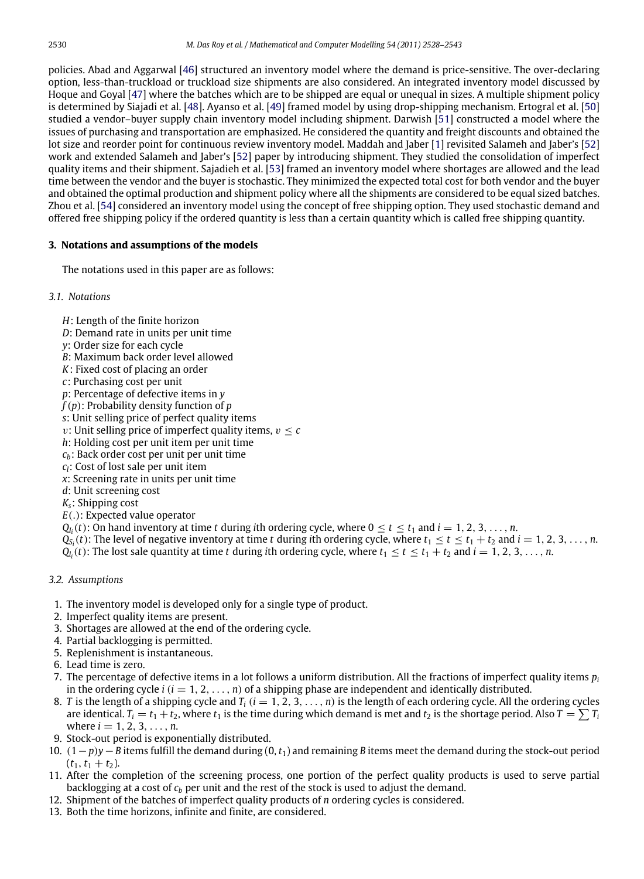policies. Abad and Aggarwal [46] structured an inventory model where the demand is price-sensitive. The over-declaring option, less-than-truckload or truckload size shipments are also considered. An integrated inventory model discussed by Hoque and Goyal [47] where the batches which are to be shipped are equal or unequal in sizes. A multiple shipment policy is determined by Siajadi et al. [48]. Ayanso et al. [49] framed model by using drop-shipping mechanism. Ertogral et al. [50] studied a vendor–buyer supply chain inventory model including shipment. Darwish [51] constructed a model where the issues of purchasing and transportation are emphasized. He considered the quantity and freight discounts and obtained the lot size and reorder point for continuous review inventory model. Maddah and Jaber [1] revisited Salameh and Jaber's [52] work and extended Salameh and Jaber's [52] paper by introducing shipment. They studied the consolidation of imperfect quality items and their shipment. Sajadieh et al. [53] framed an inventory model where shortages are allowed and the lead time between the vendor and the buyer is stochastic. They minimized the expected total cost for both vendor and the buyer and obtained the optimal production and shipment policy where all the shipments are considered to be equal sized batches. Zhou et al. [54] considered an inventory model using the concept of free shipping option. They used stochastic demand and offered free shipping policy if the ordered quantity is less than a certain quantity which is called free shipping quantity.

## 3. Notations and assumptions of the models

The notations used in this paper are as follows:

### 3.1. Notations

$H$: Length of the finite horizon
$D$: Demand rate in units per unit time
$y$: Order size for each cycle
$B$: Maximum back order level allowed
$K$: Fixed cost of placing an order
$c$: Purchasing cost per unit
$p$: Percentage of defective items in $y$
$f(p)$: Probability density function of $p$
$s$: Unit selling price of perfect quality items
$v$: Unit selling price of imperfect quality items, $v \leq c$
$h$: Holding cost per unit item per unit time
$c_b$: Back order cost per unit per unit time
$c_l$: Cost of lost sale per unit item
$x$: Screening rate in units per unit time
$d$: Unit screening cost
$K_s$: Shipping cost
$E(.)$: Expected value operator
$Q_{I_i}(t)$: On hand inventory at time $t$ during $i$th ordering cycle, where $0 \leq t \leq t_1$ and $i = 1, 2, 3, \ldots, n$.
$Q_{S_i}(t)$: The level of negative inventory at time $t$ during $i$th ordering cycle, where $t_1 \leq t \leq t_1 + t_2$ and $i = 1, 2, 3, \ldots, n$.
$Q_{l_i}(t)$: The lost sale quantity at time $t$ during $i$th ordering cycle, where $t_1 \leq t \leq t_1 + t_2$ and $i = 1, 2, 3, \ldots, n$.

### 3.2. Assumptions

1. The inventory model is developed only for a single type of product.
2. Imperfect quality items are present.
3. Shortages are allowed at the end of the ordering cycle.
4. Partial backlogging is permitted.
5. Replenishment is instantaneous.
6. Lead time is zero.
7. The percentage of defective items in a lot follows a uniform distribution. All the fractions of imperfect quality items $p_i$ in the ordering cycle $i$ ($i = 1, 2, \ldots, n$) of a shipping phase are independent and identically distributed.
8. $T$ is the length of a shipping cycle and $T_i$ ($i = 1, 2, 3, \ldots, n$) is the length of each ordering cycle. All the ordering cycles are identical. $T_i = t_1 + t_2$, where $t_1$ is the time during which demand is met and $t_2$ is the shortage period. Also $T = \sum T_i$ where $i = 1, 2, 3, \ldots, n$.
9. Stock-out period is exponentially distributed.
10. $(1 - p)y - B$ items fulfill the demand during $(0, t_1)$ and remaining $B$ items meet the demand during the stock-out period $(t_1, t_1 + t_2)$.
11. After the completion of the screening process, one portion of the perfect quality products is used to serve partial backlogging at a cost of $c_b$ per unit and the rest of the stock is used to adjust the demand.
12. Shipment of the batches of imperfect quality products of $n$ ordering cycles is considered.
13. Both the time horizons, infinite and finite, are considered.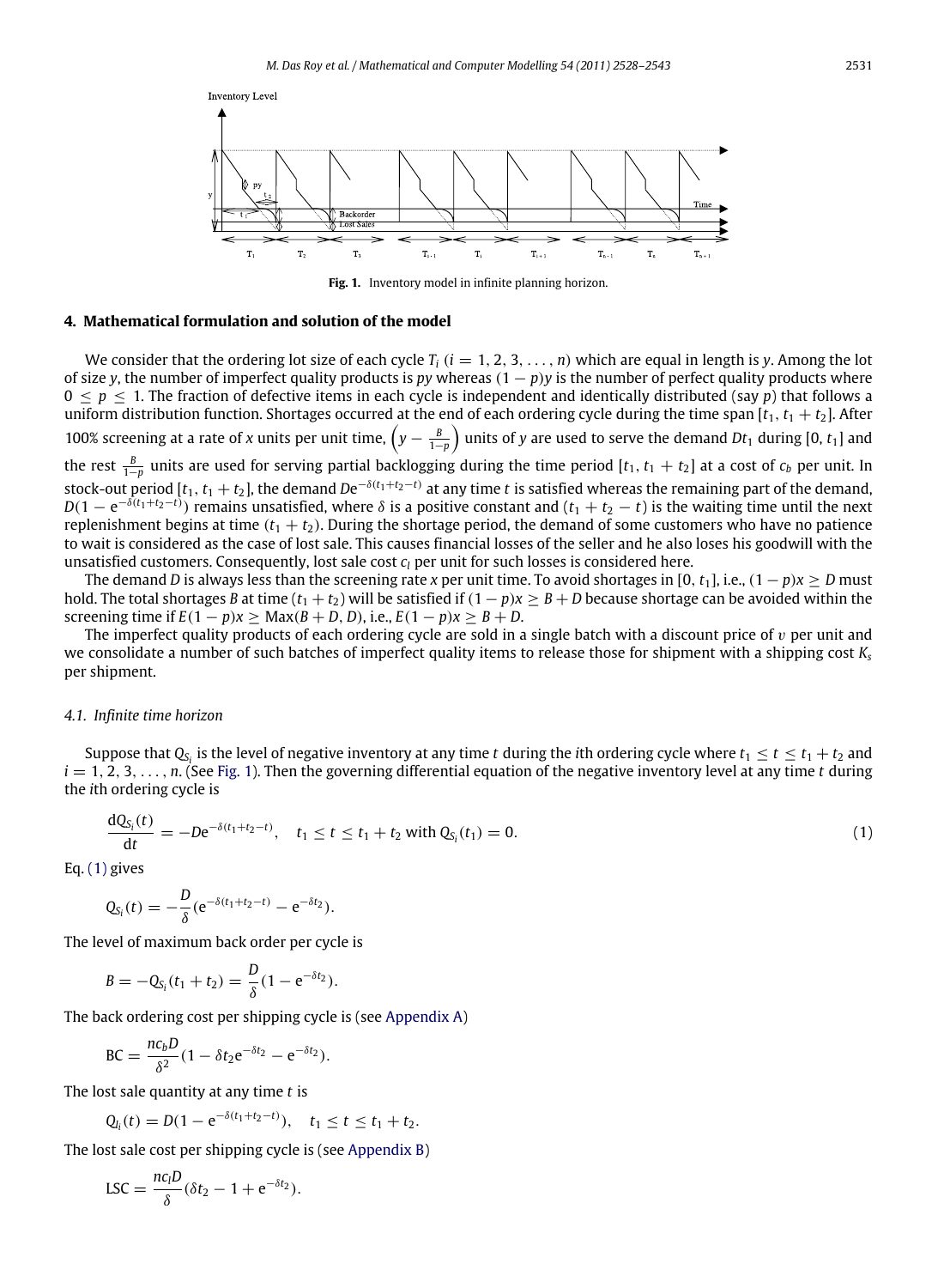Fig. 1. Inventory model in infinite planning horizon.

## 4. Mathematical formulation and solution of the model

We consider that the ordering lot size of each cycle $T_i$ ($i = 1, 2, 3, \ldots, n$) which are equal in length is $y$. Among the lot of size $y$, the number of imperfect quality products is $py$ whereas $(1-p)y$ is the number of perfect quality products where $0 \le p \le 1$. The fraction of defective items in each cycle is independent and identically distributed (say $p$) that follows a uniform distribution function. Shortages occurred at the end of each ordering cycle during the time span $[t_1, t_1 + t_2]$. After 100% screening at a rate of $x$ units per unit time, $\left(y - \frac{B}{1-p}\right)$ units of $y$ are used to serve the demand $Dt_1$ during $[0, t_1]$ and the rest $\frac{B}{1-p}$ units are used for serving partial backlogging during the time period $[t_1, t_1 + t_2]$ at a cost of $c_b$ per unit. In stock-out period $[t_1, t_1 + t_2]$, the demand $De^{-\delta(t_1+t_2-t)}$ at any time $t$ is satisfied whereas the remaining part of the demand, $D(1 - e^{-\delta(t_1+t_2-t)})$ remains unsatisfied, where $\delta$ is a positive constant and $(t_1 + t_2 - t)$ is the waiting time until the next replenishment begins at time $(t_1 + t_2)$. During the shortage period, the demand of some customers who have no patience to wait is considered as the case of lost sale. This causes financial losses of the seller and he also loses his goodwill with the unsatisfied customers. Consequently, lost sale cost $c_l$ per unit for such losses is considered here.

The demand $D$ is always less than the screening rate $x$ per unit time. To avoid shortages in $[0, t_1]$, i.e., $(1-p)x \ge D$ must hold. The total shortages $B$ at time $(t_1 + t_2)$ will be satisfied if $(1-p)x \ge B + D$ because shortage can be avoided within the screening time if $E(1-p)x \ge \text{Max}(B + D, D)$, i.e., $E(1-p)x \ge B + D$.

The imperfect quality products of each ordering cycle are sold in a single batch with a discount price of $v$ per unit and we consolidate a number of such batches of imperfect quality items to release those for shipment with a shipping cost $K_s$ per shipment.

### 4.1. Infinite time horizon

Suppose that $Q_{S_i}$ is the level of negative inventory at any time $t$ during the $i$th ordering cycle where $t_1 \le t \le t_1 + t_2$ and $i = 1, 2, 3, \ldots, n$. (See Fig. 1). Then the governing differential equation of the negative inventory level at any time $t$ during the $i$th ordering cycle is

$$\frac{dQ_{S_i}(t)}{dt} = -De^{-\delta(t_1+t_2-t)}, \quad t_1 \le t \le t_1 + t_2 \text{ with } Q_{S_i}(t_1) = 0. \tag{1}$$

Eq. (1) gives

$$Q_{S_i}(t) = -\frac{D}{\delta}(e^{-\delta(t_1+t_2-t)} - e^{-\delta t_2}).$$

The level of maximum back order per cycle is

$$B = -Q_{S_i}(t_1 + t_2) = \frac{D}{\delta}(1 - e^{-\delta t_2}).$$

The back ordering cost per shipping cycle is (see Appendix A)

$$\text{BC} = \frac{nc_b D}{\delta^2}(1 - \delta t_2 e^{-\delta t_2} - e^{-\delta t_2}).$$

The lost sale quantity at any time $t$ is

$$Q_{l_i}(t) = D(1 - e^{-\delta(t_1+t_2-t)}), \quad t_1 \le t \le t_1 + t_2.$$

The lost sale cost per shipping cycle is (see Appendix B)

$$\text{LSC} = \frac{nc_l D}{\delta}(\delta t_2 - 1 + e^{-\delta t_2}).$$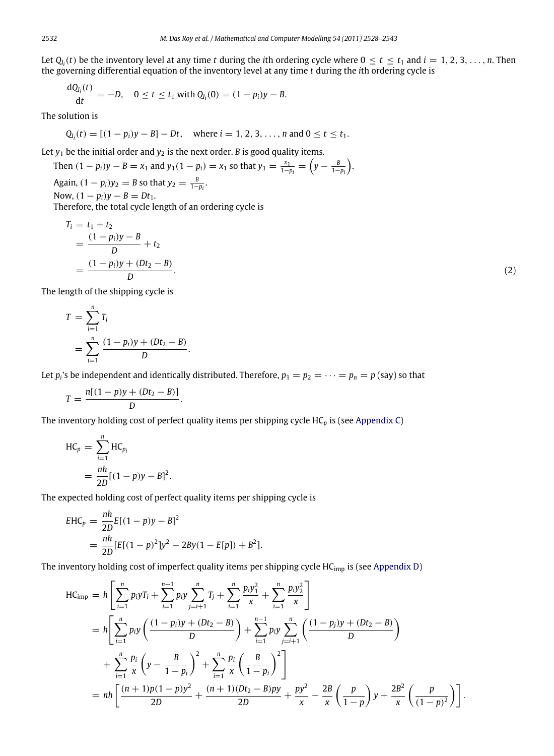Let $Q_{I_i}(t)$ be the inventory level at any time $t$ during the $i$th ordering cycle where $0 \le t \le t_1$ and $i = 1, 2, 3, \ldots, n$. Then the governing differential equation of the inventory level at any time $t$ during the $i$th ordering cycle is

$$\frac{\mathrm{d}Q_{I_i}(t)}{\mathrm{d}t} = -D, \quad 0 \le t \le t_1 \text{ with } Q_{I_i}(0) = (1 - p_i)y - B.$$

The solution is

$$Q_{I_i}(t) = [(1 - p_i)y - B] - Dt, \quad \text{where } i = 1, 2, 3, \ldots, n \text{ and } 0 \le t \le t_1.$$

Let $y_1$ be the initial order and $y_2$ is the next order. $B$ is good quality items.

Then $(1 - p_i)y - B = x_1$ and $y_1(1 - p_i) = x_1$ so that $y_1 = \frac{x_1}{1-p_i} = \left(y - \frac{B}{1-p_i}\right)$.

Again, $(1 - p_i)y_2 = B$ so that $y_2 = \frac{B}{1-p_i}$.

Now, $(1 - p_i)y - B = Dt_1$.

Therefore, the total cycle length of an ordering cycle is

$$\begin{aligned}
T_i &= t_1 + t_2 \\
&= \frac{(1 - p_i)y - B}{D} + t_2 \\
&= \frac{(1 - p_i)y + (Dt_2 - B)}{D}.
\end{aligned} \tag{2}$$

The length of the shipping cycle is

$$\begin{aligned}
T &= \sum_{i=1}^{n} T_i \\
&= \sum_{i=1}^{n} \frac{(1 - p_i)y + (Dt_2 - B)}{D}.
\end{aligned}$$

Let $p_i$'s be independent and identically distributed. Therefore, $p_1 = p_2 = \cdots = p_n = p$ (say) so that

$$T = \frac{n[(1 - p)y + (Dt_2 - B)]}{D}.$$

The inventory holding cost of perfect quality items per shipping cycle $\mathrm{HC}_p$ is (see Appendix C)

$$\begin{aligned}
\mathrm{HC}_p &= \sum_{i=1}^{n} \mathrm{HC}_{p_i} \\
&= \frac{nh}{2D}[(1 - p)y - B]^2.
\end{aligned}$$

The expected holding cost of perfect quality items per shipping cycle is

$$\begin{aligned}
E\mathrm{HC}_p &= \frac{nh}{2D} E[(1 - p)y - B]^2 \\
&= \frac{nh}{2D}[E[(1 - p)^2]y^2 - 2By(1 - E[p]) + B^2].
\end{aligned}$$

The inventory holding cost of imperfect quality items per shipping cycle $\mathrm{HC}_{\mathrm{imp}}$ is (see Appendix D)

$$\begin{aligned}
\mathrm{HC}_{\mathrm{imp}} &= h\left[\sum_{i=1}^{n} p_i y T_i + \sum_{i=1}^{n-1} p_i y \sum_{j=i+1}^{n} T_j + \sum_{i=1}^{n} \frac{p_i y_1^2}{x} + \sum_{i=1}^{n} \frac{p_i y_2^2}{x}\right] \\
&= h\Bigg[\sum_{i=1}^{n} p_i y \left(\frac{(1 - p_i)y + (Dt_2 - B)}{D}\right) + \sum_{i=1}^{n-1} p_i y \sum_{j=i+1}^{n} \left(\frac{(1 - p_j)y + (Dt_2 - B)}{D}\right) \\
&\quad + \sum_{i=1}^{n} \frac{p_i}{x}\left(y - \frac{B}{1 - p_i}\right)^2 + \sum_{i=1}^{n} \frac{p_i}{x}\left(\frac{B}{1 - p_i}\right)^2\Bigg] \\
&= nh\left[\frac{(n + 1)p(1 - p)y^2}{2D} + \frac{(n + 1)(Dt_2 - B)py}{2D} + \frac{py^2}{x} - \frac{2B}{x}\left(\frac{p}{1 - p}\right)y + \frac{2B^2}{x}\left(\frac{p}{(1 - p)^2}\right)\right].
\end{aligned}$$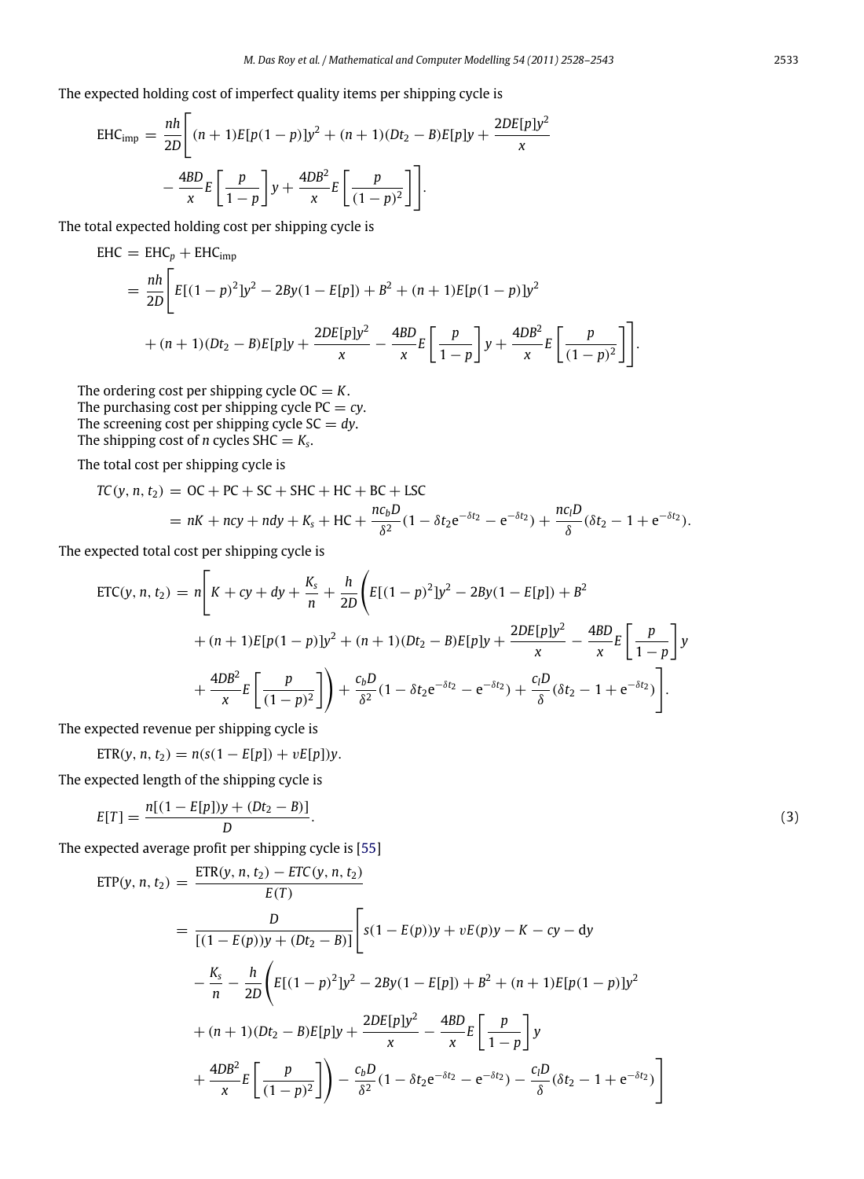The expected holding cost of imperfect quality items per shipping cycle is

$$\mathrm{EHC_{imp}} = \frac{nh}{2D}\Bigg[(n+1)E[p(1-p)]y^2 + (n+1)(Dt_2 - B)E[p]y + \frac{2DE[p]y^2}{x} - \frac{4BD}{x}E\left[\frac{p}{1-p}\right]y + \frac{4DB^2}{x}E\left[\frac{p}{(1-p)^2}\right]\Bigg].$$

The total expected holding cost per shipping cycle is

$$\begin{aligned}
\mathrm{EHC} &= \mathrm{EHC}_p + \mathrm{EHC_{imp}} \\
&= \frac{nh}{2D}\Bigg[E[(1-p)^2]y^2 - 2By(1-E[p]) + B^2 + (n+1)E[p(1-p)]y^2 \\
&\quad + (n+1)(Dt_2 - B)E[p]y + \frac{2DE[p]y^2}{x} - \frac{4BD}{x}E\left[\frac{p}{1-p}\right]y + \frac{4DB^2}{x}E\left[\frac{p}{(1-p)^2}\right]\Bigg].
\end{aligned}$$

The ordering cost per shipping cycle $\mathrm{OC} = K$.
The purchasing cost per shipping cycle $\mathrm{PC} = cy$.
The screening cost per shipping cycle $\mathrm{SC} = dy$.
The shipping cost of $n$ cycles $\mathrm{SHC} = K_s$.

The total cost per shipping cycle is

$$\begin{aligned}
TC(y, n, t_2) &= \mathrm{OC} + \mathrm{PC} + \mathrm{SC} + \mathrm{SHC} + \mathrm{HC} + \mathrm{BC} + \mathrm{LSC} \\
&= nK + ncy + ndy + K_s + \mathrm{HC} + \frac{nc_bD}{\delta^2}(1 - \delta t_2 e^{-\delta t_2} - e^{-\delta t_2}) + \frac{nc_lD}{\delta}(\delta t_2 - 1 + e^{-\delta t_2}).
\end{aligned}$$

The expected total cost per shipping cycle is

$$\begin{aligned}
\mathrm{ETC}(y, n, t_2) &= n\Bigg[K + cy + dy + \frac{K_s}{n} + \frac{h}{2D}\Bigg(E[(1-p)^2]y^2 - 2By(1-E[p]) + B^2 \\
&\quad + (n+1)E[p(1-p)]y^2 + (n+1)(Dt_2 - B)E[p]y + \frac{2DE[p]y^2}{x} - \frac{4BD}{x}E\left[\frac{p}{1-p}\right]y \\
&\quad + \frac{4DB^2}{x}E\left[\frac{p}{(1-p)^2}\right]\Bigg) + \frac{c_bD}{\delta^2}(1 - \delta t_2 e^{-\delta t_2} - e^{-\delta t_2}) + \frac{c_lD}{\delta}(\delta t_2 - 1 + e^{-\delta t_2})\Bigg].
\end{aligned}$$

The expected revenue per shipping cycle is

$$\mathrm{ETR}(y, n, t_2) = n(s(1-E[p]) + vE[p])y.$$

The expected length of the shipping cycle is

$$E[T] = \frac{n[(1-E[p])y + (Dt_2 - B)]}{D}. \tag{3}$$

The expected average profit per shipping cycle is [55]

$$\begin{aligned}
\mathrm{ETP}(y, n, t_2) &= \frac{\mathrm{ETR}(y, n, t_2) - ETC(y, n, t_2)}{E(T)} \\
&= \frac{D}{[(1-E(p))y + (Dt_2 - B)]}\Bigg[s(1-E(p))y + vE(p)y - K - cy - \mathrm{d}y \\
&\quad - \frac{K_s}{n} - \frac{h}{2D}\Bigg(E[(1-p)^2]y^2 - 2By(1-E[p]) + B^2 + (n+1)E[p(1-p)]y^2 \\
&\quad + (n+1)(Dt_2 - B)E[p]y + \frac{2DE[p]y^2}{x} - \frac{4BD}{x}E\left[\frac{p}{1-p}\right]y \\
&\quad + \frac{4DB^2}{x}E\left[\frac{p}{(1-p)^2}\right]\Bigg) - \frac{c_bD}{\delta^2}(1 - \delta t_2 e^{-\delta t_2} - e^{-\delta t_2}) - \frac{c_lD}{\delta}(\delta t_2 - 1 + e^{-\delta t_2})\Bigg]
\end{aligned}$$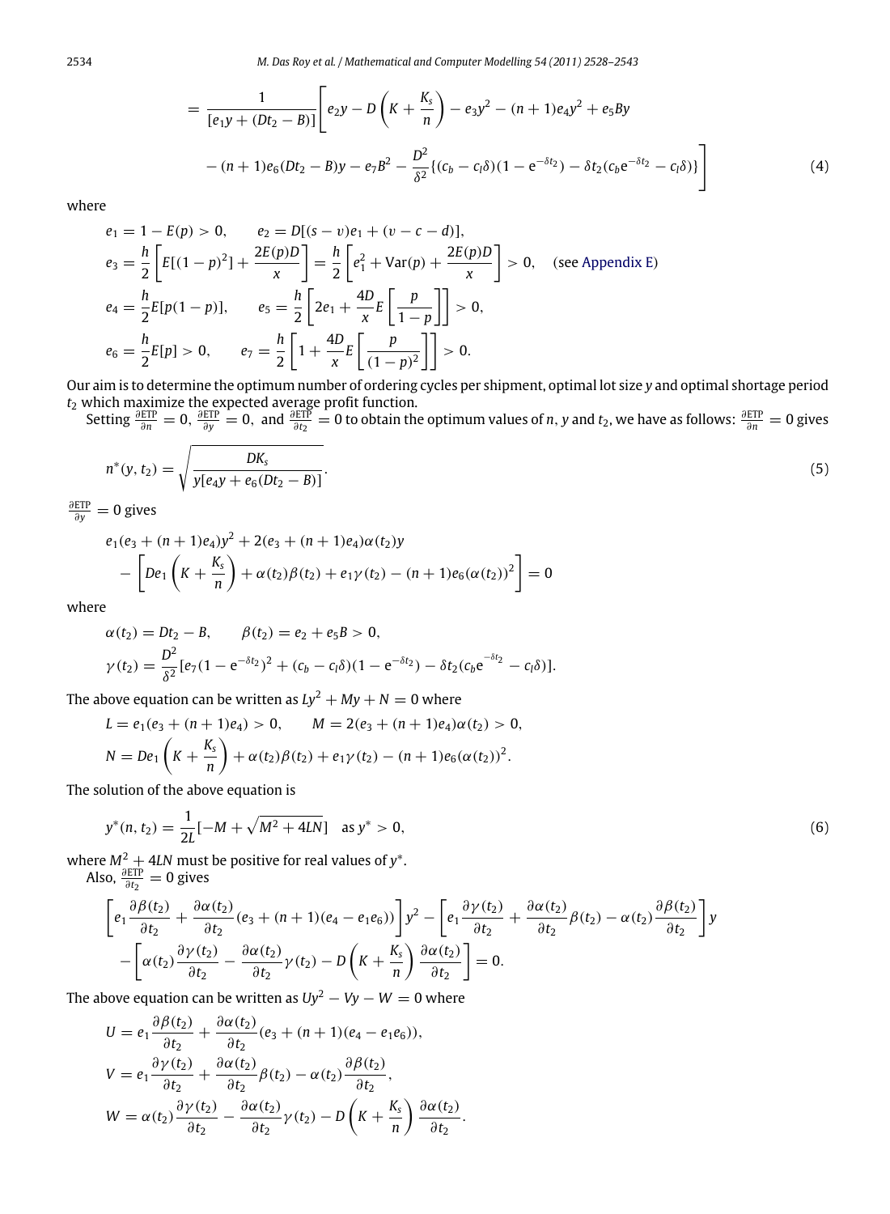$$= \frac{1}{[e_1 y + (Dt_2 - B)]}\Bigg[e_2 y - D\left(K + \frac{K_s}{n}\right) - e_3 y^2 - (n+1)e_4 y^2 + e_5 B y$$

$$- (n+1)e_6(Dt_2 - B)y - e_7 B^2 - \frac{D^2}{\delta^2}\{(c_b - c_l\delta)(1 - \mathrm{e}^{-\delta t_2}) - \delta t_2(c_b \mathrm{e}^{-\delta t_2} - c_l\delta)\}\Bigg] \tag{4}$$

where

$$e_1 = 1 - E(p) > 0, \qquad e_2 = D[(s - v)e_1 + (v - c - d)],$$

$$e_3 = \frac{h}{2}\left[E[(1-p)^2] + \frac{2E(p)D}{x}\right] = \frac{h}{2}\left[e_1^2 + \mathrm{Var}(p) + \frac{2E(p)D}{x}\right] > 0, \quad \text{(see Appendix E)}$$

$$e_4 = \frac{h}{2}E[p(1-p)], \qquad e_5 = \frac{h}{2}\left[2e_1 + \frac{4D}{x}E\left[\frac{p}{1-p}\right]\right] > 0,$$

$$e_6 = \frac{h}{2}E[p] > 0, \qquad e_7 = \frac{h}{2}\left[1 + \frac{4D}{x}E\left[\frac{p}{(1-p)^2}\right]\right] > 0.$$

Our aim is to determine the optimum number of ordering cycles per shipment, optimal lot size $y$ and optimal shortage period $t_2$ which maximize the expected average profit function.

Setting $\frac{\partial \mathrm{ETP}}{\partial n} = 0$, $\frac{\partial \mathrm{ETP}}{\partial y} = 0$, and $\frac{\partial \mathrm{ETP}}{\partial t_2} = 0$ to obtain the optimum values of $n$, $y$ and $t_2$, we have as follows: $\frac{\partial \mathrm{ETP}}{\partial n} = 0$ gives

$$n^*(y, t_2) = \sqrt{\frac{DK_s}{y[e_4 y + e_6(Dt_2 - B)]}}. \tag{5}$$

$\frac{\partial \mathrm{ETP}}{\partial y} = 0$ gives

$$e_1(e_3 + (n+1)e_4)y^2 + 2(e_3 + (n+1)e_4)\alpha(t_2)y$$
$$- \left[De_1\left(K + \frac{K_s}{n}\right) + \alpha(t_2)\beta(t_2) + e_1\gamma(t_2) - (n+1)e_6(\alpha(t_2))^2\right] = 0$$

where

$$\alpha(t_2) = Dt_2 - B, \qquad \beta(t_2) = e_2 + e_5 B > 0,$$

$$\gamma(t_2) = \frac{D^2}{\delta^2}[e_7(1 - \mathrm{e}^{-\delta t_2})^2 + (c_b - c_l\delta)(1 - \mathrm{e}^{-\delta t_2}) - \delta t_2(c_b \mathrm{e}^{-\delta t_2} - c_l\delta)].$$

The above equation can be written as $Ly^2 + My + N = 0$ where

$$L = e_1(e_3 + (n+1)e_4) > 0, \qquad M = 2(e_3 + (n+1)e_4)\alpha(t_2) > 0,$$

$$N = De_1\left(K + \frac{K_s}{n}\right) + \alpha(t_2)\beta(t_2) + e_1\gamma(t_2) - (n+1)e_6(\alpha(t_2))^2.$$

The solution of the above equation is

$$y^*(n, t_2) = \frac{1}{2L}[-M + \sqrt{M^2 + 4LN}] \quad \text{as } y^* > 0, \tag{6}$$

where $M^2 + 4LN$ must be positive for real values of $y^*$.

Also, $\frac{\partial \mathrm{ETP}}{\partial t_2} = 0$ gives

$$\left[e_1\frac{\partial \beta(t_2)}{\partial t_2} + \frac{\partial \alpha(t_2)}{\partial t_2}(e_3 + (n+1)(e_4 - e_1 e_6))\right]y^2 - \left[e_1\frac{\partial \gamma(t_2)}{\partial t_2} + \frac{\partial \alpha(t_2)}{\partial t_2}\beta(t_2) - \alpha(t_2)\frac{\partial \beta(t_2)}{\partial t_2}\right]y$$
$$- \left[\alpha(t_2)\frac{\partial \gamma(t_2)}{\partial t_2} - \frac{\partial \alpha(t_2)}{\partial t_2}\gamma(t_2) - D\left(K + \frac{K_s}{n}\right)\frac{\partial \alpha(t_2)}{\partial t_2}\right] = 0.$$

The above equation can be written as $Uy^2 - Vy - W = 0$ where

$$U = e_1\frac{\partial \beta(t_2)}{\partial t_2} + \frac{\partial \alpha(t_2)}{\partial t_2}(e_3 + (n+1)(e_4 - e_1 e_6)),$$

$$V = e_1\frac{\partial \gamma(t_2)}{\partial t_2} + \frac{\partial \alpha(t_2)}{\partial t_2}\beta(t_2) - \alpha(t_2)\frac{\partial \beta(t_2)}{\partial t_2},$$

$$W = \alpha(t_2)\frac{\partial \gamma(t_2)}{\partial t_2} - \frac{\partial \alpha(t_2)}{\partial t_2}\gamma(t_2) - D\left(K + \frac{K_s}{n}\right)\frac{\partial \alpha(t_2)}{\partial t_2}.$$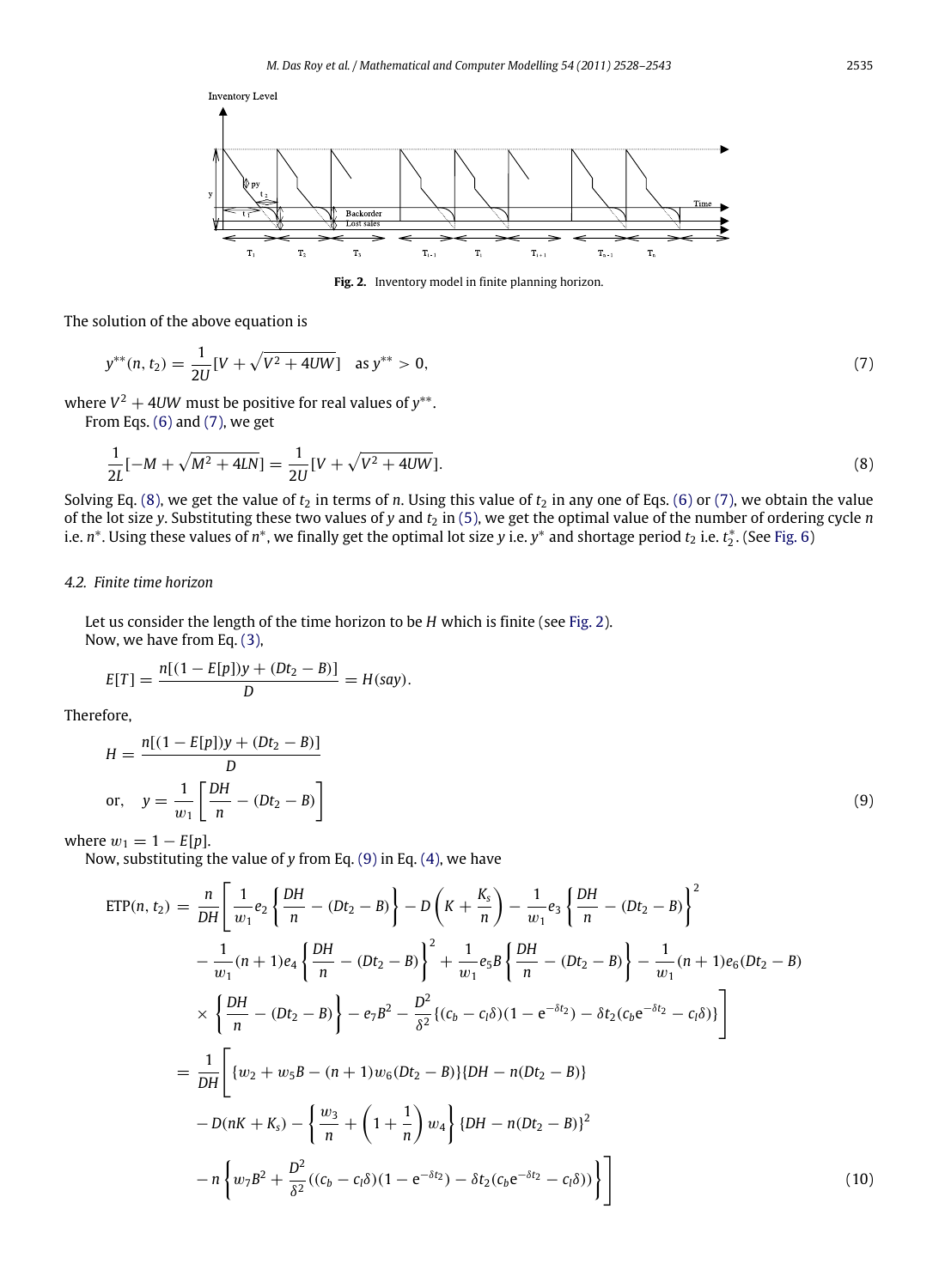Fig. 2. Inventory model in finite planning horizon.

The solution of the above equation is

$$y^{**}(n, t_2) = \frac{1}{2U}[V + \sqrt{V^2 + 4UW}] \quad \text{as } y^{**} > 0, \tag{7}$$

where $V^2 + 4UW$ must be positive for real values of $y^{**}$.

From Eqs. (6) and (7), we get

$$\frac{1}{2L}[-M + \sqrt{M^2 + 4LN}] = \frac{1}{2U}[V + \sqrt{V^2 + 4UW}]. \tag{8}$$

Solving Eq. (8), we get the value of $t_2$ in terms of $n$. Using this value of $t_2$ in any one of Eqs. (6) or (7), we obtain the value of the lot size $y$. Substituting these two values of $y$ and $t_2$ in (5), we get the optimal value of the number of ordering cycle $n$ i.e. $n^*$. Using these values of $n^*$, we finally get the optimal lot size $y$ i.e. $y^*$ and shortage period $t_2$ i.e. $t_2^*$. (See Fig. 6)

### 4.2. Finite time horizon

Let us consider the length of the time horizon to be $H$ which is finite (see Fig. 2).

Now, we have from Eq. (3),

$$E[T] = \frac{n[(1 - E[p])y + (Dt_2 - B)]}{D} = H(say).$$

Therefore,

$$H = \frac{n[(1 - E[p])y + (Dt_2 - B)]}{D}$$

$$\text{or,} \quad y = \frac{1}{w_1}\left[\frac{DH}{n} - (Dt_2 - B)\right] \tag{9}$$

where $w_1 = 1 - E[p]$.

Now, substituting the value of $y$ from Eq. (9) in Eq. (4), we have

$$\begin{aligned}
\text{ETP}(n, t_2) = {} & \frac{n}{DH}\Bigg[\frac{1}{w_1}e_2\left\{\frac{DH}{n} - (Dt_2 - B)\right\} - D\left(K + \frac{K_s}{n}\right) - \frac{1}{w_1}e_3\left\{\frac{DH}{n} - (Dt_2 - B)\right\}^2 \\
& - \frac{1}{w_1}(n+1)e_4\left\{\frac{DH}{n} - (Dt_2 - B)\right\}^2 + \frac{1}{w_1}e_5 B\left\{\frac{DH}{n} - (Dt_2 - B)\right\} - \frac{1}{w_1}(n+1)e_6(Dt_2 - B) \\
& \times \left\{\frac{DH}{n} - (Dt_2 - B)\right\} - e_7 B^2 - \frac{D^2}{\delta^2}\{(c_b - c_l\delta)(1 - \mathrm{e}^{-\delta t_2}) - \delta t_2(c_b \mathrm{e}^{-\delta t_2} - c_l\delta)\}\Bigg] \\
= {} & \frac{1}{DH}\Bigg[\{w_2 + w_5 B - (n+1)w_6(Dt_2 - B)\}\{DH - n(Dt_2 - B)\} \\
& - D(nK + K_s) - \left\{\frac{w_3}{n} + \left(1 + \frac{1}{n}\right)w_4\right\}\{DH - n(Dt_2 - B)\}^2 \\
& - n\left\{w_7 B^2 + \frac{D^2}{\delta^2}((c_b - c_l\delta)(1 - \mathrm{e}^{-\delta t_2}) - \delta t_2(c_b \mathrm{e}^{-\delta t_2} - c_l\delta))\right\}\Bigg]
\end{aligned} \tag{10}$$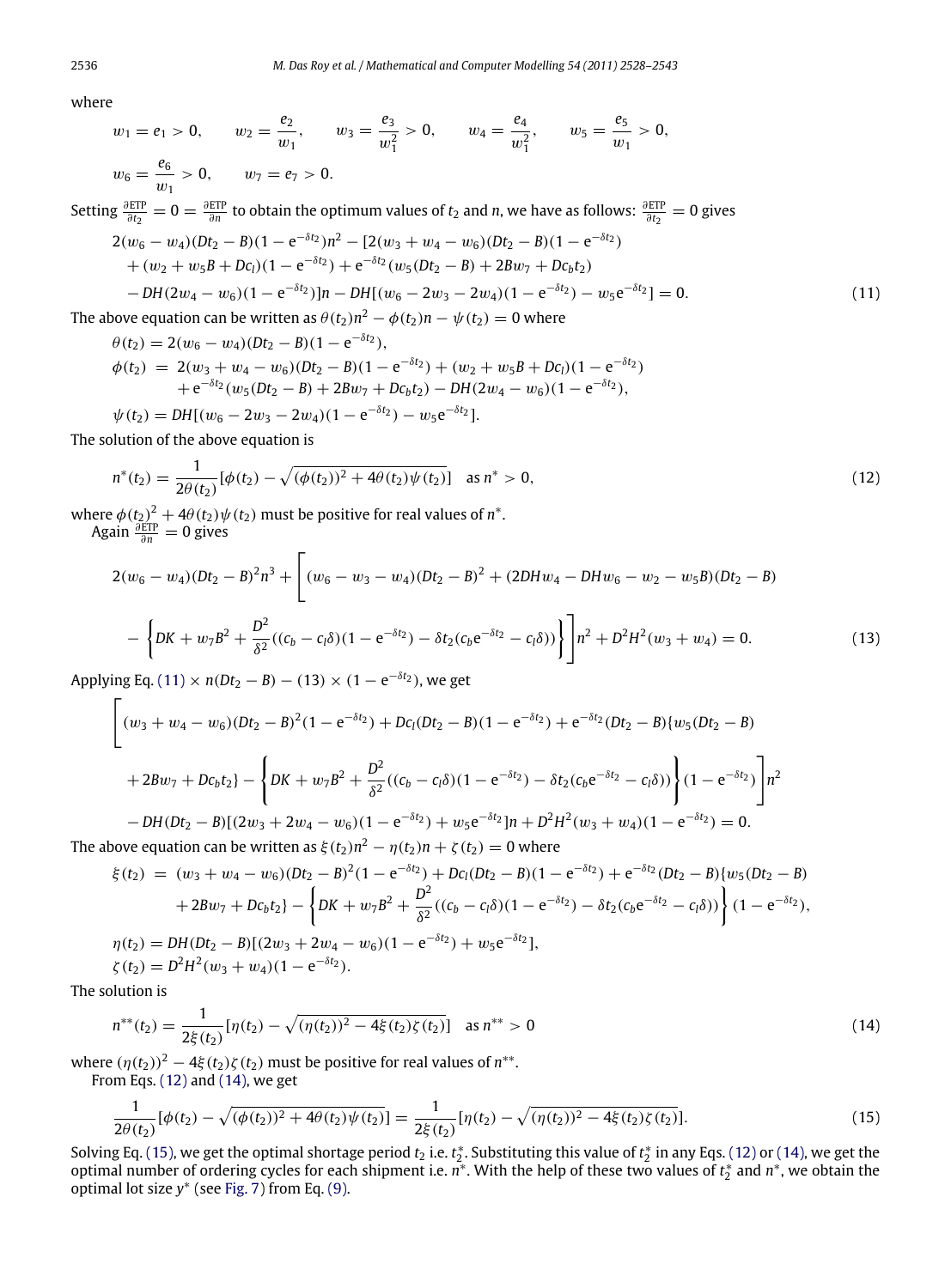where

$$w_1 = e_1 > 0, \qquad w_2 = \frac{e_2}{w_1}, \qquad w_3 = \frac{e_3}{w_1^2} > 0, \qquad w_4 = \frac{e_4}{w_1^2}, \qquad w_5 = \frac{e_5}{w_1} > 0,$$

$$w_6 = \frac{e_6}{w_1} > 0, \qquad w_7 = e_7 > 0.$$

Setting $\frac{\partial \text{ETP}}{\partial t_2} = 0 = \frac{\partial \text{ETP}}{\partial n}$ to obtain the optimum values of $t_2$ and $n$, we have as follows: $\frac{\partial \text{ETP}}{\partial t_2} = 0$ gives

$$\begin{aligned}
&2(w_6 - w_4)(Dt_2 - B)(1 - \mathrm{e}^{-\delta t_2})n^2 - [2(w_3 + w_4 - w_6)(Dt_2 - B)(1 - \mathrm{e}^{-\delta t_2}) \\
&\quad + (w_2 + w_5 B + Dc_l)(1 - \mathrm{e}^{-\delta t_2}) + \mathrm{e}^{-\delta t_2}(w_5(Dt_2 - B) + 2Bw_7 + Dc_b t_2) \\
&\quad - DH(2w_4 - w_6)(1 - \mathrm{e}^{-\delta t_2})]n - DH[(w_6 - 2w_3 - 2w_4)(1 - \mathrm{e}^{-\delta t_2}) - w_5 \mathrm{e}^{-\delta t_2}] = 0.
\end{aligned} \tag{11}$$

The above equation can be written as $\theta(t_2)n^2 - \phi(t_2)n - \psi(t_2) = 0$ where

$$\begin{aligned}
\theta(t_2) &= 2(w_6 - w_4)(Dt_2 - B)(1 - \mathrm{e}^{-\delta t_2}), \\
\phi(t_2) &= 2(w_3 + w_4 - w_6)(Dt_2 - B)(1 - \mathrm{e}^{-\delta t_2}) + (w_2 + w_5 B + Dc_l)(1 - \mathrm{e}^{-\delta t_2}) \\
&\quad + \mathrm{e}^{-\delta t_2}(w_5(Dt_2 - B) + 2Bw_7 + Dc_b t_2) - DH(2w_4 - w_6)(1 - \mathrm{e}^{-\delta t_2}), \\
\psi(t_2) &= DH[(w_6 - 2w_3 - 2w_4)(1 - \mathrm{e}^{-\delta t_2}) - w_5 \mathrm{e}^{-\delta t_2}].
\end{aligned}$$

The solution of the above equation is

$$n^*(t_2) = \frac{1}{2\theta(t_2)}[\phi(t_2) - \sqrt{(\phi(t_2))^2 + 4\theta(t_2)\psi(t_2)}] \quad \text{as } n^* > 0, \tag{12}$$

where $\phi(t_2)^2 + 4\theta(t_2)\psi(t_2)$ must be positive for real values of $n^*$.

Again $\frac{\partial \text{ETP}}{\partial n} = 0$ gives

$$\begin{aligned}
&2(w_6 - w_4)(Dt_2 - B)^2 n^3 + \Bigg[(w_6 - w_3 - w_4)(Dt_2 - B)^2 + (2DHw_4 - DHw_6 - w_2 - w_5 B)(Dt_2 - B) \\
&\quad - \left\{DK + w_7 B^2 + \frac{D^2}{\delta^2}((c_b - c_l\delta)(1 - \mathrm{e}^{-\delta t_2}) - \delta t_2(c_b \mathrm{e}^{-\delta t_2} - c_l\delta))\right\}\Bigg]n^2 + D^2H^2(w_3 + w_4) = 0.
\end{aligned} \tag{13}$$

Applying Eq. (11) $\times\, n(Dt_2 - B) -$ (13) $\times\, (1 - \mathrm{e}^{-\delta t_2})$, we get

$$\begin{aligned}
&\Bigg[(w_3 + w_4 - w_6)(Dt_2 - B)^2(1 - \mathrm{e}^{-\delta t_2}) + Dc_l(Dt_2 - B)(1 - \mathrm{e}^{-\delta t_2}) + \mathrm{e}^{-\delta t_2}(Dt_2 - B)\{w_5(Dt_2 - B) \\
&\quad + 2Bw_7 + Dc_b t_2\} - \left\{DK + w_7 B^2 + \frac{D^2}{\delta^2}((c_b - c_l\delta)(1 - \mathrm{e}^{-\delta t_2}) - \delta t_2(c_b \mathrm{e}^{-\delta t_2} - c_l\delta))\right\}(1 - \mathrm{e}^{-\delta t_2})\Bigg]n^2 \\
&\quad - DH(Dt_2 - B)[(2w_3 + 2w_4 - w_6)(1 - \mathrm{e}^{-\delta t_2}) + w_5 \mathrm{e}^{-\delta t_2}]n + D^2H^2(w_3 + w_4)(1 - \mathrm{e}^{-\delta t_2}) = 0.
\end{aligned}$$

The above equation can be written as $\xi(t_2)n^2 - \eta(t_2)n + \zeta(t_2) = 0$ where

$$\begin{aligned}
\xi(t_2) &= (w_3 + w_4 - w_6)(Dt_2 - B)^2(1 - \mathrm{e}^{-\delta t_2}) + Dc_l(Dt_2 - B)(1 - \mathrm{e}^{-\delta t_2}) + \mathrm{e}^{-\delta t_2}(Dt_2 - B)\{w_5(Dt_2 - B) \\
&\quad + 2Bw_7 + Dc_b t_2\} - \left\{DK + w_7 B^2 + \frac{D^2}{\delta^2}((c_b - c_l\delta)(1 - \mathrm{e}^{-\delta t_2}) - \delta t_2(c_b \mathrm{e}^{-\delta t_2} - c_l\delta))\right\}(1 - \mathrm{e}^{-\delta t_2}), \\
\eta(t_2) &= DH(Dt_2 - B)[(2w_3 + 2w_4 - w_6)(1 - \mathrm{e}^{-\delta t_2}) + w_5 \mathrm{e}^{-\delta t_2}], \\
\zeta(t_2) &= D^2H^2(w_3 + w_4)(1 - \mathrm{e}^{-\delta t_2}).
\end{aligned}$$

The solution is

$$n^{**}(t_2) = \frac{1}{2\xi(t_2)}[\eta(t_2) - \sqrt{(\eta(t_2))^2 - 4\xi(t_2)\zeta(t_2)}] \quad \text{as } n^{**} > 0 \tag{14}$$

where $(\eta(t_2))^2 - 4\xi(t_2)\zeta(t_2)$ must be positive for real values of $n^{**}$.

From Eqs. (12) and (14), we get

$$\frac{1}{2\theta(t_2)}[\phi(t_2) - \sqrt{(\phi(t_2))^2 + 4\theta(t_2)\psi(t_2)}] = \frac{1}{2\xi(t_2)}[\eta(t_2) - \sqrt{(\eta(t_2))^2 - 4\xi(t_2)\zeta(t_2)}]. \tag{15}$$

Solving Eq. (15), we get the optimal shortage period $t_2$ i.e. $t_2^*$. Substituting this value of $t_2^*$ in any Eqs. (12) or (14), we get the optimal number of ordering cycles for each shipment i.e. $n^*$. With the help of these two values of $t_2^*$ and $n^*$, we obtain the optimal lot size $y^*$ (see Fig. 7) from Eq. (9).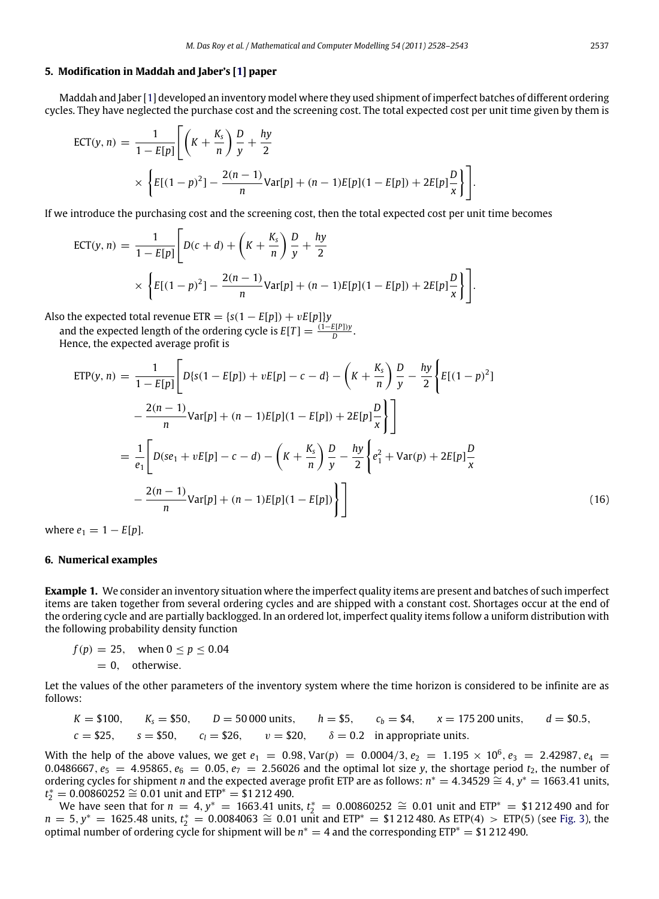## 5. Modification in Maddah and Jaber's [1] paper

Maddah and Jaber [1] developed an inventory model where they used shipment of imperfect batches of different ordering cycles. They have neglected the purchase cost and the screening cost. The total expected cost per unit time given by them is

$$\mathrm{ECT}(y,n) = \frac{1}{1-E[p]}\left[\left(K+\frac{K_s}{n}\right)\frac{D}{y} + \frac{hy}{2} \times \left\{E[(1-p)^2] - \frac{2(n-1)}{n}\mathrm{Var}[p] + (n-1)E[p](1-E[p]) + 2E[p]\frac{D}{x}\right\}\right].$$

If we introduce the purchasing cost and the screening cost, then the total expected cost per unit time becomes

$$\mathrm{ECT}(y,n) = \frac{1}{1-E[p]}\left[D(c+d) + \left(K+\frac{K_s}{n}\right)\frac{D}{y} + \frac{hy}{2} \times \left\{E[(1-p)^2] - \frac{2(n-1)}{n}\mathrm{Var}[p] + (n-1)E[p](1-E[p]) + 2E[p]\frac{D}{x}\right\}\right].$$

Also the expected total revenue $\mathrm{ETR} = \{s(1-E[p]) + vE[p]\}y$

and the expected length of the ordering cycle is $E[T] = \frac{(1-E[P])y}{D}$.

Hence, the expected average profit is

$$\begin{aligned}
\mathrm{ETP}(y,n) &= \frac{1}{1-E[p]}\left[D\{s(1-E[p]) + vE[p] - c - d\} - \left(K+\frac{K_s}{n}\right)\frac{D}{y} - \frac{hy}{2}\left\{E[(1-p)^2] - \frac{2(n-1)}{n}\mathrm{Var}[p] + (n-1)E[p](1-E[p]) + 2E[p]\frac{D}{x}\right\}\right] \\
&= \frac{1}{e_1}\left[D(se_1 + vE[p] - c - d) - \left(K+\frac{K_s}{n}\right)\frac{D}{y} - \frac{hy}{2}\left\{e_1^2 + \mathrm{Var}(p) + 2E[p]\frac{D}{x} - \frac{2(n-1)}{n}\mathrm{Var}[p] + (n-1)E[p](1-E[p])\right\}\right]
\end{aligned} \tag{16}$$

where $e_1 = 1 - E[p]$.

## 6. Numerical examples

**Example 1.** We consider an inventory situation where the imperfect quality items are present and batches of such imperfect items are taken together from several ordering cycles and are shipped with a constant cost. Shortages occur at the end of the ordering cycle and are partially backlogged. In an ordered lot, imperfect quality items follow a uniform distribution with the following probability density function

$$\begin{aligned}
f(p) &= 25, \quad \text{when } 0 \le p \le 0.04 \\
&= 0, \quad \text{otherwise.}
\end{aligned}$$

Let the values of the other parameters of the inventory system where the time horizon is considered to be infinite are as follows:

$K = \$100$, $K_s = \$50$, $D = 50\,000$ units, $h = \$5$, $c_b = \$4$, $x = 175\,200$ units, $d = \$0.5$, $c = \$25$, $s = \$50$, $c_l = \$26$, $v = \$20$, $\delta = 0.2$ in appropriate units.

With the help of the above values, we get $e_1 = 0.98$, $\mathrm{Var}(p) = 0.0004/3$, $e_2 = 1.195 \times 10^6$, $e_3 = 2.42987$, $e_4 = 0.0486667$, $e_5 = 4.95865$, $e_6 = 0.05$, $e_7 = 2.56026$ and the optimal lot size $y$, the shortage period $t_2$, the number of ordering cycles for shipment $n$ and the expected average profit ETP are as follows: $n^* = 4.34529 \cong 4$, $y^* = 1663.41$ units, $t_2^* = 0.00860252 \cong 0.01$ unit and $\mathrm{ETP}^* = \$1\,212\,490$.

We have seen that for $n = 4$, $y^* = 1663.41$ units, $t_2^* = 0.00860252 \cong 0.01$ unit and $\mathrm{ETP}^* = \$1\,212\,490$ and for $n = 5$, $y^* = 1625.48$ units, $t_2^* = 0.0084063 \cong 0.01$ unit and $\mathrm{ETP}^* = \$1\,212\,480$. As $\mathrm{ETP}(4) > \mathrm{ETP}(5)$ (see Fig. 3), the optimal number of ordering cycle for shipment will be $n^* = 4$ and the corresponding $\mathrm{ETP}^* = \$1\,212\,490$.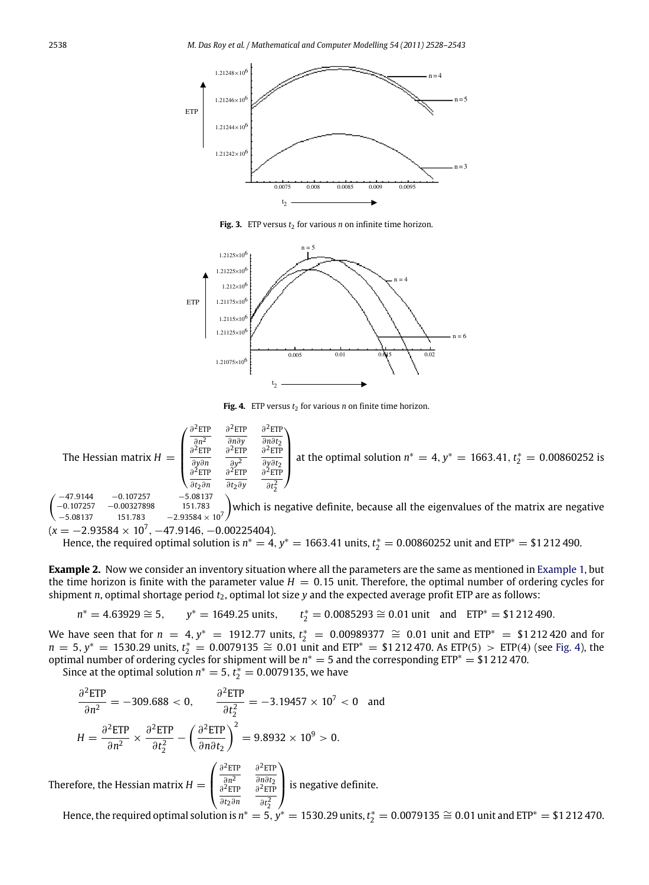Fig. 3. ETP versus $t_2$ for various $n$ on infinite time horizon.

Fig. 4. ETP versus $t_2$ for various $n$ on finite time horizon.

The Hessian matrix $H = \begin{pmatrix} \frac{\partial^2 \text{ETP}}{\partial n^2} & \frac{\partial^2 \text{ETP}}{\partial n \partial y} & \frac{\partial^2 \text{ETP}}{\partial n \partial t_2} \\ \frac{\partial^2 \text{ETP}}{\partial y \partial n} & \frac{\partial^2 \text{ETP}}{\partial y^2} & \frac{\partial^2 \text{ETP}}{\partial y \partial t_2} \\ \frac{\partial^2 \text{ETP}}{\partial t_2 \partial n} & \frac{\partial^2 \text{ETP}}{\partial t_2 \partial y} & \frac{\partial^2 \text{ETP}}{\partial t_2^2} \end{pmatrix}$ at the optimal solution $n^* = 4$, $y^* = 1663.41$, $t_2^* = 0.00860252$ is $\begin{pmatrix} -47.9144 & -0.107257 & -5.08137 \\ -0.107257 & -0.00327898 & 151.783 \\ -5.08137 & 151.783 & -2.93584 \times 10^7 \end{pmatrix}$ which is negative definite, because all the eigenvalues of the matrix are negative ($x = -2.93584 \times 10^7, -47.9146, -0.00225404$).

Hence, the required optimal solution is $n^* = 4$, $y^* = 1663.41$ units, $t_2^* = 0.00860252$ unit and $\text{ETP}^* = \$1\,212\,490$.

**Example 2.** Now we consider an inventory situation where all the parameters are the same as mentioned in Example 1, but the time horizon is finite with the parameter value $H = 0.15$ unit. Therefore, the optimal number of ordering cycles for shipment $n$, optimal shortage period $t_2$, optimal lot size $y$ and the expected average profit ETP are as follows:

$$n^* = 4.63929 \cong 5, \qquad y^* = 1649.25 \text{ units}, \qquad t_2^* = 0.0085293 \cong 0.01 \text{ unit} \quad \text{and} \quad \text{ETP}^* = \$1\,212\,490.$$

We have seen that for $n = 4$, $y^* = 1912.77$ units, $t_2^* = 0.00989377 \cong 0.01$ unit and $\text{ETP}^* = \$1\,212\,420$ and for $n = 5$, $y^* = 1530.29$ units, $t_2^* = 0.0079135 \cong 0.01$ unit and $\text{ETP}^* = \$1\,212\,470$. As ETP(5) > ETP(4) (see Fig. 4), the optimal number of ordering cycles for shipment will be $n^* = 5$ and the corresponding $\text{ETP}^* = \$1\,212\,470$.

Since at the optimal solution $n^* = 5$, $t_2^* = 0.0079135$, we have

$$\frac{\partial^2 \text{ETP}}{\partial n^2} = -309.688 < 0, \qquad \frac{\partial^2 \text{ETP}}{\partial t_2^2} = -3.19457 \times 10^7 < 0 \quad \text{and}$$

$$H = \frac{\partial^2 \text{ETP}}{\partial n^2} \times \frac{\partial^2 \text{ETP}}{\partial t_2^2} - \left( \frac{\partial^2 \text{ETP}}{\partial n \partial t_2} \right)^2 = 9.8932 \times 10^9 > 0.$$

Therefore, the Hessian matrix $H = \begin{pmatrix} \frac{\partial^2 \text{ETP}}{\partial n^2} & \frac{\partial^2 \text{ETP}}{\partial n \partial t_2} \\ \frac{\partial^2 \text{ETP}}{\partial t_2 \partial n} & \frac{\partial^2 \text{ETP}}{\partial t_2^2} \end{pmatrix}$ is negative definite.

Hence, the required optimal solution is $n^* = 5$, $y^* = 1530.29$ units, $t_2^* = 0.0079135 \cong 0.01$ unit and $\text{ETP}^* = \$1\,212\,470$.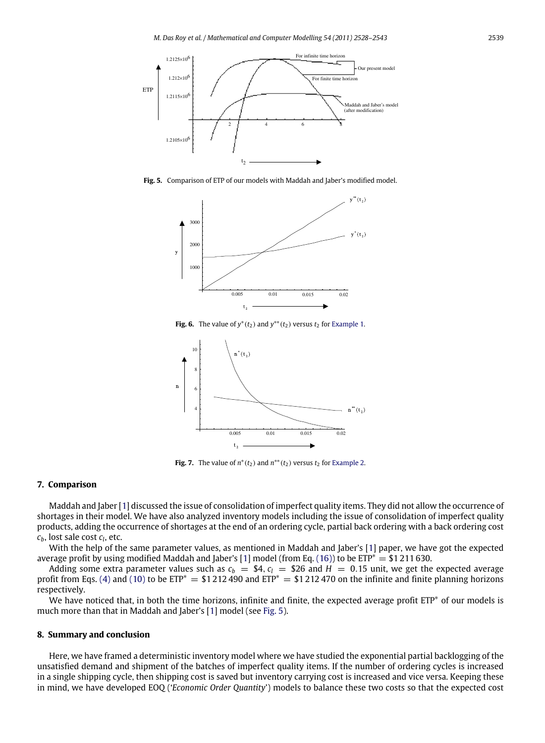Fig. 5. Comparison of ETP of our models with Maddah and Jaber's modified model.

Fig. 6. The value of $y^*(t_2)$ and $y^{**}(t_2)$ versus $t_2$ for Example 1.

Fig. 7. The value of $n^*(t_2)$ and $n^{**}(t_2)$ versus $t_2$ for Example 2.

## 7. Comparison

Maddah and Jaber [1] discussed the issue of consolidation of imperfect quality items. They did not allow the occurrence of shortages in their model. We have also analyzed inventory models including the issue of consolidation of imperfect quality products, adding the occurrence of shortages at the end of an ordering cycle, partial back ordering with a back ordering cost $c_b$, lost sale cost $c_l$, etc.

With the help of the same parameter values, as mentioned in Maddah and Jaber's [1] paper, we have got the expected average profit by using modified Maddah and Jaber's [1] model (from Eq. (16)) to be $\text{ETP}^* = \$1\,211\,630$.

Adding some extra parameter values such as $c_b = \$4$, $c_l = \$26$ and $H = 0.15$ unit, we get the expected average profit from Eqs. (4) and (10) to be $\text{ETP}^* = \$1\,212\,490$ and $\text{ETP}^* = \$1\,212\,470$ on the infinite and finite planning horizons respectively.

We have noticed that, in both the time horizons, infinite and finite, the expected average profit $\text{ETP}^*$ of our models is much more than that in Maddah and Jaber's [1] model (see Fig. 5).

## 8. Summary and conclusion

Here, we have framed a deterministic inventory model where we have studied the exponential partial backlogging of the unsatisfied demand and shipment of the batches of imperfect quality items. If the number of ordering cycles is increased in a single shipping cycle, then shipping cost is saved but inventory carrying cost is increased and vice versa. Keeping these in mind, we have developed EOQ ('*Economic Order Quantity*') models to balance these two costs so that the expected cost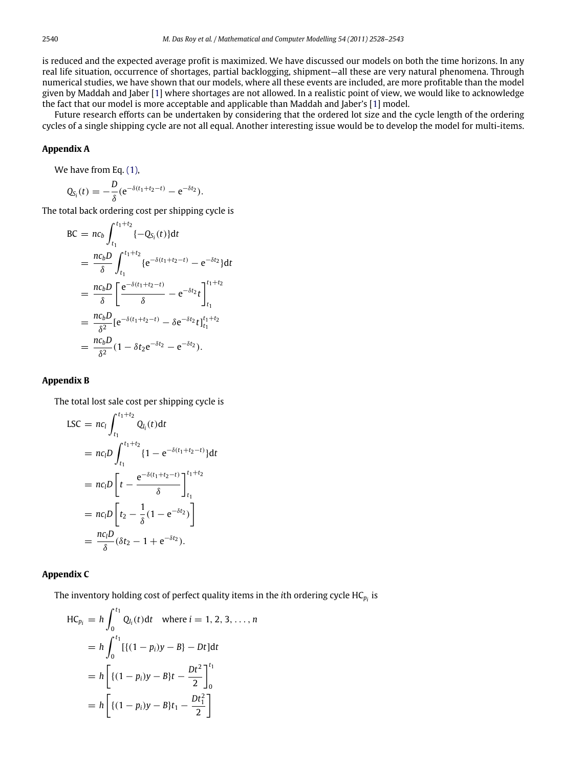is reduced and the expected average profit is maximized. We have discussed our models on both the time horizons. In any real life situation, occurrence of shortages, partial backlogging, shipment—all these are very natural phenomena. Through numerical studies, we have shown that our models, where all these events are included, are more profitable than the model given by Maddah and Jaber [1] where shortages are not allowed. In a realistic point of view, we would like to acknowledge the fact that our model is more acceptable and applicable than Maddah and Jaber's [1] model.

Future research efforts can be undertaken by considering that the ordered lot size and the cycle length of the ordering cycles of a single shipping cycle are not all equal. Another interesting issue would be to develop the model for multi-items.

## Appendix A

We have from Eq. (1),

$$Q_{S_i}(t) = -\frac{D}{\delta}(e^{-\delta(t_1+t_2-t)} - e^{-\delta t_2}).$$

The total back ordering cost per shipping cycle is

$$\begin{aligned}
BC &= nc_b \int_{t_1}^{t_1+t_2} \{-Q_{S_i}(t)\}dt \\
&= \frac{nc_b D}{\delta} \int_{t_1}^{t_1+t_2} \{e^{-\delta(t_1+t_2-t)} - e^{-\delta t_2}\}dt \\
&= \frac{nc_b D}{\delta} \left[ \frac{e^{-\delta(t_1+t_2-t)}}{\delta} - e^{-\delta t_2} t \right]_{t_1}^{t_1+t_2} \\
&= \frac{nc_b D}{\delta^2} [e^{-\delta(t_1+t_2-t)} - \delta e^{-\delta t_2} t]_{t_1}^{t_1+t_2} \\
&= \frac{nc_b D}{\delta^2}(1 - \delta t_2 e^{-\delta t_2} - e^{-\delta t_2}).
\end{aligned}$$

## Appendix B

The total lost sale cost per shipping cycle is

$$\begin{aligned}
LSC &= nc_l \int_{t_1}^{t_1+t_2} Q_{l_i}(t)dt \\
&= nc_l D \int_{t_1}^{t_1+t_2} \{1 - e^{-\delta(t_1+t_2-t)}\}dt \\
&= nc_l D \left[ t - \frac{e^{-\delta(t_1+t_2-t)}}{\delta} \right]_{t_1}^{t_1+t_2} \\
&= nc_l D \left[ t_2 - \frac{1}{\delta}(1 - e^{-\delta t_2}) \right] \\
&= \frac{nc_l D}{\delta}(\delta t_2 - 1 + e^{-\delta t_2}).
\end{aligned}$$

## Appendix C

The inventory holding cost of perfect quality items in the $i$th ordering cycle $HC_{p_i}$ is

$$\begin{aligned}
HC_{p_i} &= h \int_0^{t_1} Q_{I_i}(t)dt \quad \text{where } i = 1, 2, 3, \ldots, n \\
&= h \int_0^{t_1} [\{(1-p_i)y - B\} - Dt]dt \\
&= h \left[ \{(1-p_i)y - B\}t - \frac{Dt^2}{2} \right]_0^{t_1} \\
&= h \left[ \{(1-p_i)y - B\}t_1 - \frac{Dt_1^2}{2} \right]
\end{aligned}$$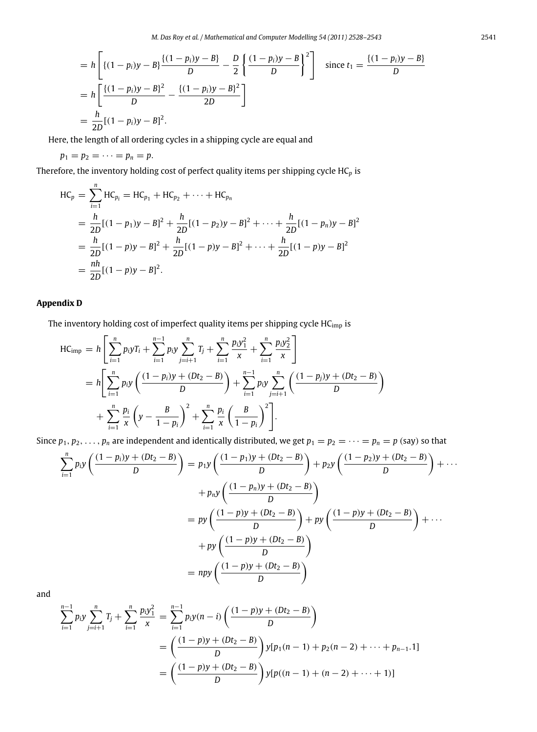$$= h\left[\{(1-p_i)y - B\}\frac{\{(1-p_i)y - B\}}{D} - \frac{D}{2}\left\{\frac{(1-p_i)y - B}{D}\right\}^2\right] \quad \text{since } t_1 = \frac{\{(1-p_i)y - B\}}{D}$$

$$= h\left[\frac{\{(1-p_i)y - B\}^2}{D} - \frac{\{(1-p_i)y - B\}^2}{2D}\right]$$

$$= \frac{h}{2D}[(1-p_i)y - B]^2.$$

Here, the length of all ordering cycles in a shipping cycle are equal and

$p_1 = p_2 = \cdots = p_n = p.$

Therefore, the inventory holding cost of perfect quality items per shipping cycle $\text{HC}_p$ is

$$\begin{aligned}
\text{HC}_p &= \sum_{i=1}^{n} \text{HC}_{p_i} = \text{HC}_{p_1} + \text{HC}_{p_2} + \cdots + \text{HC}_{p_n} \\
&= \frac{h}{2D}[(1-p_1)y - B]^2 + \frac{h}{2D}[(1-p_2)y - B]^2 + \cdots + \frac{h}{2D}[(1-p_n)y - B]^2 \\
&= \frac{h}{2D}[(1-p)y - B]^2 + \frac{h}{2D}[(1-p)y - B]^2 + \cdots + \frac{h}{2D}[(1-p)y - B]^2 \\
&= \frac{nh}{2D}[(1-p)y - B]^2.
\end{aligned}$$

## Appendix D

The inventory holding cost of imperfect quality items per shipping cycle $\text{HC}_{\text{imp}}$ is

$$\begin{aligned}
\text{HC}_{\text{imp}} &= h\left[\sum_{i=1}^{n} p_i y T_i + \sum_{i=1}^{n-1} p_i y \sum_{j=i+1}^{n} T_j + \sum_{i=1}^{n} \frac{p_i y_1^2}{x} + \sum_{i=1}^{n} \frac{p_i y_2^2}{x}\right] \\
&= h\left[\sum_{i=1}^{n} p_i y\left(\frac{(1-p_i)y + (Dt_2 - B)}{D}\right) + \sum_{i=1}^{n-1} p_i y \sum_{j=i+1}^{n}\left(\frac{(1-p_j)y + (Dt_2 - B)}{D}\right)\right. \\
&\quad \left. + \sum_{i=1}^{n} \frac{p_i}{x}\left(y - \frac{B}{1-p_i}\right)^2 + \sum_{i=1}^{n} \frac{p_i}{x}\left(\frac{B}{1-p_i}\right)^2\right].
\end{aligned}$$

Since $p_1, p_2, \ldots, p_n$ are independent and identically distributed, we get $p_1 = p_2 = \cdots = p_n = p$ (say) so that

$$\begin{aligned}
\sum_{i=1}^{n} p_i y\left(\frac{(1-p_i)y + (Dt_2 - B)}{D}\right) &= p_1 y\left(\frac{(1-p_1)y + (Dt_2 - B)}{D}\right) + p_2 y\left(\frac{(1-p_2)y + (Dt_2 - B)}{D}\right) + \cdots \\
&\quad + p_n y\left(\frac{(1-p_n)y + (Dt_2 - B)}{D}\right) \\
&= py\left(\frac{(1-p)y + (Dt_2 - B)}{D}\right) + py\left(\frac{(1-p)y + (Dt_2 - B)}{D}\right) + \cdots \\
&\quad + py\left(\frac{(1-p)y + (Dt_2 - B)}{D}\right) \\
&= npy\left(\frac{(1-p)y + (Dt_2 - B)}{D}\right)
\end{aligned}$$

and

$$\begin{aligned}
\sum_{i=1}^{n-1} p_i y \sum_{j=i+1}^{n} T_j + \sum_{i=1}^{n} \frac{p_i y_1^2}{x} &= \sum_{i=1}^{n-1} p_i y(n-i)\left(\frac{(1-p)y + (Dt_2 - B)}{D}\right) \\
&= \left(\frac{(1-p)y + (Dt_2 - B)}{D}\right) y[p_1(n-1) + p_2(n-2) + \cdots + p_{n-1}.1] \\
&= \left(\frac{(1-p)y + (Dt_2 - B)}{D}\right) y[p((n-1) + (n-2) + \cdots + 1)]
\end{aligned}$$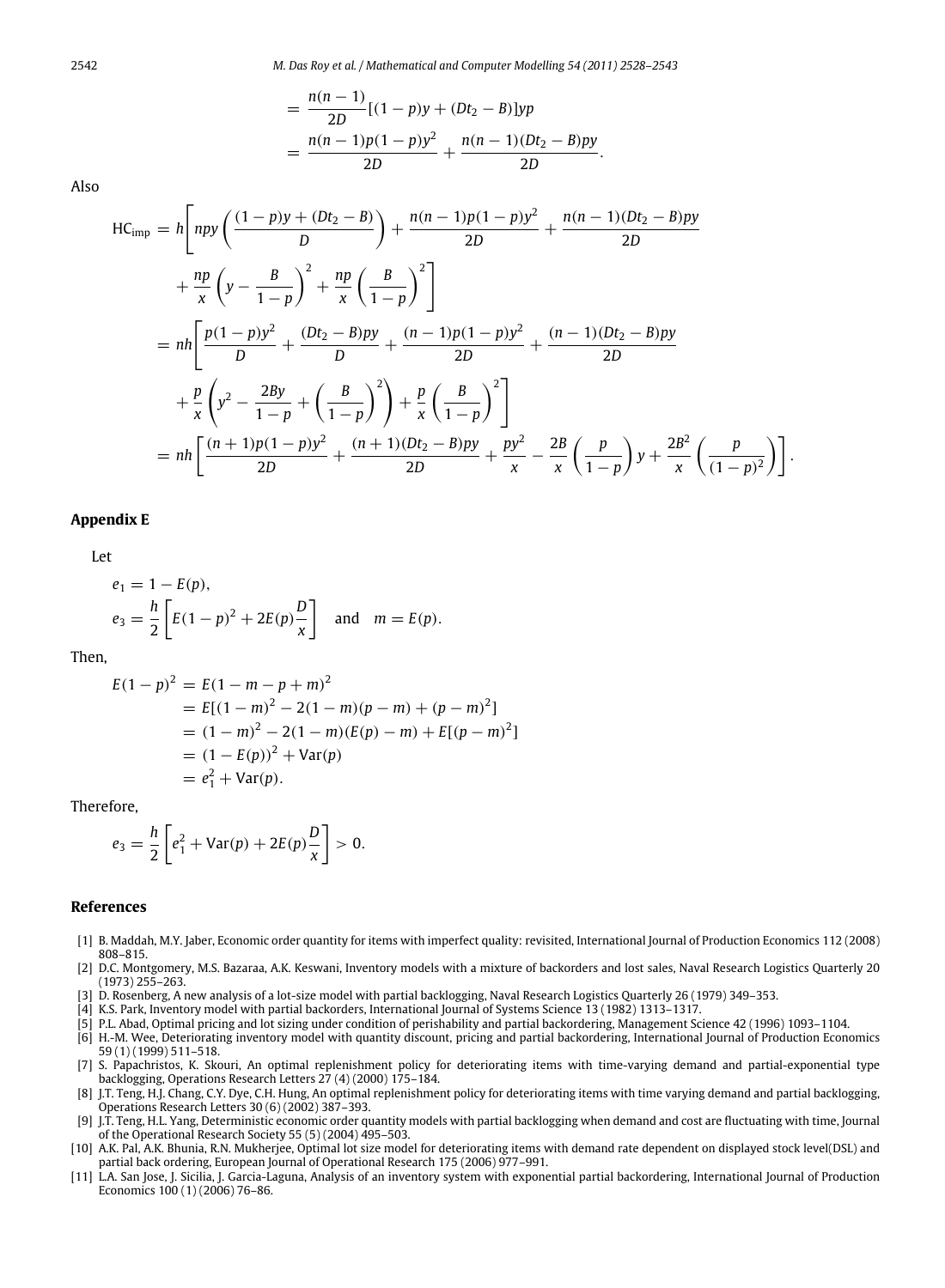$$
\begin{aligned}
&= \frac{n(n-1)}{2D}[(1-p)y + (Dt_2 - B)]yp \\
&= \frac{n(n-1)p(1-p)y^2}{2D} + \frac{n(n-1)(Dt_2 - B)py}{2D}.
\end{aligned}
$$

Also

$$
\begin{aligned}
\mathrm{HC}_{\mathrm{imp}} &= h\left[ npy\left(\frac{(1-p)y + (Dt_2 - B)}{D}\right) + \frac{n(n-1)p(1-p)y^2}{2D} + \frac{n(n-1)(Dt_2 - B)py}{2D} \right. \\
&\quad \left. + \frac{np}{x}\left(y - \frac{B}{1-p}\right)^2 + \frac{np}{x}\left(\frac{B}{1-p}\right)^2 \right] \\
&= nh\left[ \frac{p(1-p)y^2}{D} + \frac{(Dt_2 - B)py}{D} + \frac{(n-1)p(1-p)y^2}{2D} + \frac{(n-1)(Dt_2 - B)py}{2D} \right. \\
&\quad \left. + \frac{p}{x}\left(y^2 - \frac{2By}{1-p} + \left(\frac{B}{1-p}\right)^2\right) + \frac{p}{x}\left(\frac{B}{1-p}\right)^2 \right] \\
&= nh\left[ \frac{(n+1)p(1-p)y^2}{2D} + \frac{(n+1)(Dt_2 - B)py}{2D} + \frac{py^2}{x} - \frac{2B}{x}\left(\frac{p}{1-p}\right)y + \frac{2B^2}{x}\left(\frac{p}{(1-p)^2}\right) \right].
\end{aligned}
$$

## Appendix E

Let

$$
\begin{aligned}
e_1 &= 1 - E(p), \\
e_3 &= \frac{h}{2}\left[E(1-p)^2 + 2E(p)\frac{D}{x}\right] \quad \text{and} \quad m = E(p).
\end{aligned}
$$

Then,

$$
\begin{aligned}
E(1-p)^2 &= E(1 - m - p + m)^2 \\
&= E[(1-m)^2 - 2(1-m)(p-m) + (p-m)^2] \\
&= (1-m)^2 - 2(1-m)(E(p) - m) + E[(p-m)^2] \\
&= (1 - E(p))^2 + \mathrm{Var}(p) \\
&= e_1^2 + \mathrm{Var}(p).
\end{aligned}
$$

Therefore,

$$
e_3 = \frac{h}{2}\left[e_1^2 + \mathrm{Var}(p) + 2E(p)\frac{D}{x}\right] > 0.
$$

## References

[1] B. Maddah, M.Y. Jaber, Economic order quantity for items with imperfect quality: revisited, International Journal of Production Economics 112 (2008) 808–815.

[2] D.C. Montgomery, M.S. Bazaraa, A.K. Keswani, Inventory models with a mixture of backorders and lost sales, Naval Research Logistics Quarterly 20 (1973) 255–263.

[3] D. Rosenberg, A new analysis of a lot-size model with partial backlogging, Naval Research Logistics Quarterly 26 (1979) 349–353.

[4] K.S. Park, Inventory model with partial backorders, International Journal of Systems Science 13 (1982) 1313–1317.

[5] P.L. Abad, Optimal pricing and lot sizing under condition of perishability and partial backordering, Management Science 42 (1996) 1093–1104.

[6] H.-M. Wee, Deteriorating inventory model with quantity discount, pricing and partial backordering, International Journal of Production Economics 59 (1) (1999) 511–518.

[7] S. Papachristos, K. Skouri, An optimal replenishment policy for deteriorating items with time-varying demand and partial-exponential type backlogging, Operations Research Letters 27 (4) (2000) 175–184.

[8] J.T. Teng, H.J. Chang, C.Y. Dye, C.H. Hung, An optimal replenishment policy for deteriorating items with time varying demand and partial backlogging, Operations Research Letters 30 (6) (2002) 387–393.

[9] J.T. Teng, H.L. Yang, Deterministic economic order quantity models with partial backlogging when demand and cost are fluctuating with time, Journal of the Operational Research Society 55 (5) (2004) 495–503.

[10] A.K. Pal, A.K. Bhunia, R.N. Mukherjee, Optimal lot size model for deteriorating items with demand rate dependent on displayed stock level(DSL) and partial back ordering, European Journal of Operational Research 175 (2006) 977–991.

[11] L.A. San Jose, J. Sicilia, J. Garcia-Laguna, Analysis of an inventory system with exponential partial backordering, International Journal of Production Economics 100 (1) (2006) 76–86.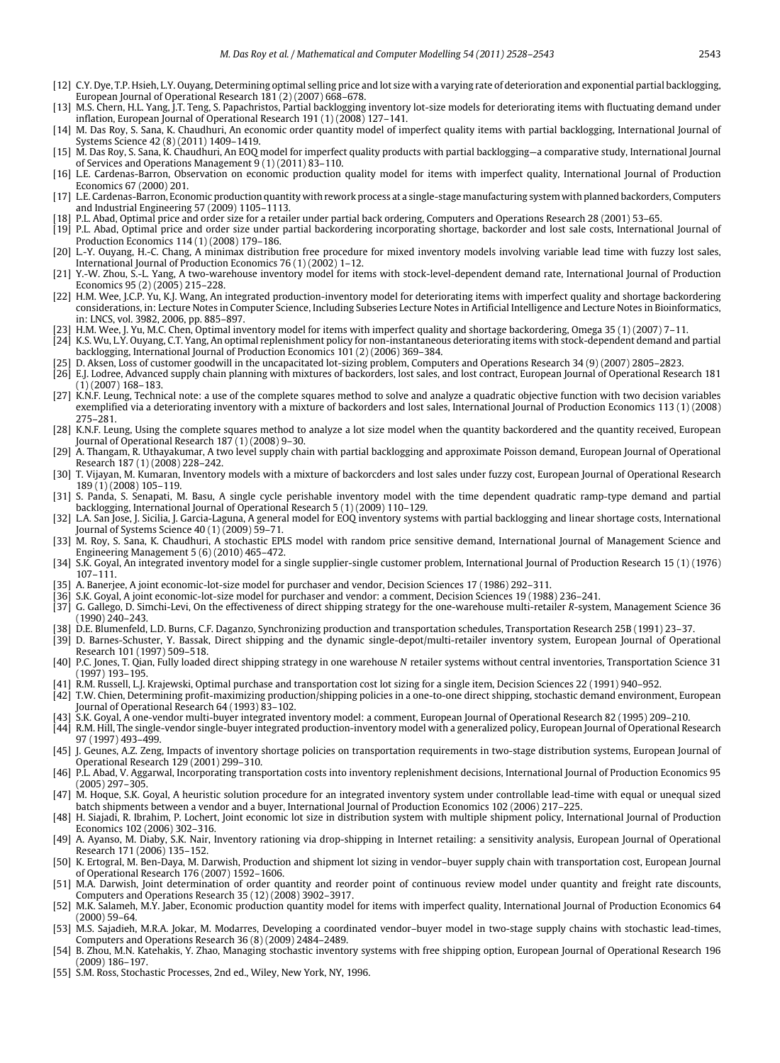[12] C.Y. Dye, T.P. Hsieh, L.Y. Ouyang, Determining optimal selling price and lot size with a varying rate of deterioration and exponential partial backlogging, European Journal of Operational Research 181 (2) (2007) 668–678.

[13] M.S. Chern, H.L. Yang, J.T. Teng, S. Papachristos, Partial backlogging inventory lot-size models for deteriorating items with fluctuating demand under inflation, European Journal of Operational Research 191 (1) (2008) 127–141.

[14] M. Das Roy, S. Sana, K. Chaudhuri, An economic order quantity model of imperfect quality items with partial backlogging, International Journal of Systems Science 42 (8) (2011) 1409–1419.

[15] M. Das Roy, S. Sana, K. Chaudhuri, An EOQ model for imperfect quality products with partial backlogging—a comparative study, International Journal of Services and Operations Management 9 (1) (2011) 83–110.

[16] L.E. Cardenas-Barron, Observation on economic production quality model for items with imperfect quality, International Journal of Production Economics 67 (2000) 201.

[17] L.E. Cardenas-Barron, Economic production quantity with rework process at a single-stage manufacturing system with planned backorders, Computers and Industrial Engineering 57 (2009) 1105–1113.

[18] P.L. Abad, Optimal price and order size for a retailer under partial back ordering, Computers and Operations Research 28 (2001) 53–65.

[19] P.L. Abad, Optimal price and order size under partial backordering incorporating shortage, backorder and lost sale costs, International Journal of Production Economics 114 (1) (2008) 179–186.

[20] L.-Y. Ouyang, H.-C. Chang, A minimax distribution free procedure for mixed inventory models involving variable lead time with fuzzy lost sales, International Journal of Production Economics 76 (1) (2002) 1–12.

[21] Y.-W. Zhou, S.-L. Yang, A two-warehouse inventory model for items with stock-level-dependent demand rate, International Journal of Production Economics 95 (2) (2005) 215–228.

[22] H.M. Wee, J.C.P. Yu, K.J. Wang, An integrated production-inventory model for deteriorating items with imperfect quality and shortage backordering considerations, in: Lecture Notes in Computer Science, Including Subseries Lecture Notes in Artificial Intelligence and Lecture Notes in Bioinformatics, in: LNCS, vol. 3982, 2006, pp. 885–897.

[23] H.M. Wee, J. Yu, M.C. Chen, Optimal inventory model for items with imperfect quality and shortage backordering, Omega 35 (1) (2007) 7–11.

[24] K.S. Wu, L.Y. Ouyang, C.T. Yang, An optimal replenishment policy for non-instantaneous deteriorating items with stock-dependent demand and partial backlogging, International Journal of Production Economics 101 (2) (2006) 369–384.

[25] D. Aksen, Loss of customer goodwill in the uncapacitated lot-sizing problem, Computers and Operations Research 34 (9) (2007) 2805–2823.

[26] E.J. Lodree, Advanced supply chain planning with mixtures of backorders, lost sales, and lost contract, European Journal of Operational Research 181 (1) (2007) 168–183.

[27] K.N.F. Leung, Technical note: a use of the complete squares method to solve and analyze a quadratic objective function with two decision variables exemplified via a deteriorating inventory with a mixture of backorders and lost sales, International Journal of Production Economics 113 (1) (2008) 275–281.

[28] K.N.F. Leung, Using the complete squares method to analyze a lot size model when the quantity backordered and the quantity received, European Journal of Operational Research 187 (1) (2008) 9–30.

[29] A. Thangam, R. Uthayakumar, A two level supply chain with partial backlogging and approximate Poisson demand, European Journal of Operational Research 187 (1) (2008) 228–242.

[30] T. Vijayan, M. Kumaran, Inventory models with a mixture of backorcders and lost sales under fuzzy cost, European Journal of Operational Research 189 (1) (2008) 105–119.

[31] S. Panda, S. Senapati, M. Basu, A single cycle perishable inventory model with the time dependent quadratic ramp-type demand and partial backlogging, International Journal of Operational Research 5 (1) (2009) 110–129.

[32] L.A. San Jose, J. Sicilia, J. Garcia-Laguna, A general model for EOQ inventory systems with partial backlogging and linear shortage costs, International Journal of Systems Science 40 (1) (2009) 59–71.

[33] M. Roy, S. Sana, K. Chaudhuri, A stochastic EPLS model with random price sensitive demand, International Journal of Management Science and Engineering Management 5 (6) (2010) 465–472.

[34] S.K. Goyal, An integrated inventory model for a single supplier-single customer problem, International Journal of Production Research 15 (1) (1976) 107–111.

[35] A. Banerjee, A joint economic-lot-size model for purchaser and vendor, Decision Sciences 17 (1986) 292–311.

[36] S.K. Goyal, A joint economic-lot-size model for purchaser and vendor: a comment, Decision Sciences 19 (1988) 236–241.

[37] G. Gallego, D. Simchi-Levi, On the effectiveness of direct shipping strategy for the one-warehouse multi-retailer *R*-system, Management Science 36 (1990) 240–243.

[38] D.E. Blumenfeld, L.D. Burns, C.F. Daganzo, Synchronizing production and transportation schedules, Transportation Research 25B (1991) 23–37.

[39] D. Barnes-Schuster, Y. Bassak, Direct shipping and the dynamic single-depot/multi-retailer inventory system, European Journal of Operational Research 101 (1997) 509–518.

[40] P.C. Jones, T. Qian, Fully loaded direct shipping strategy in one warehouse *N* retailer systems without central inventories, Transportation Science 31 (1997) 193–195.

[41] R.M. Russell, L.J. Krajewski, Optimal purchase and transportation cost lot sizing for a single item, Decision Sciences 22 (1991) 940–952.

[42] T.W. Chien, Determining profit-maximizing production/shipping policies in a one-to-one direct shipping, stochastic demand environment, European Journal of Operational Research 64 (1993) 83–102.

[43] S.K. Goyal, A one-vendor multi-buyer integrated inventory model: a comment, European Journal of Operational Research 82 (1995) 209–210.

[44] R.M. Hill, The single-vendor single-buyer integrated production-inventory model with a generalized policy, European Journal of Operational Research 97 (1997) 493–499.

[45] J. Geunes, A.Z. Zeng, Impacts of inventory shortage policies on transportation requirements in two-stage distribution systems, European Journal of Operational Research 129 (2001) 299–310.

[46] P.L. Abad, V. Aggarwal, Incorporating transportation costs into inventory replenishment decisions, International Journal of Production Economics 95 (2005) 297–305.

[47] M. Hoque, S.K. Goyal, A heuristic solution procedure for an integrated inventory system under controllable lead-time with equal or unequal sized batch shipments between a vendor and a buyer, International Journal of Production Economics 102 (2006) 217–225.

[48] H. Siajadi, R. Ibrahim, P. Lochert, Joint economic lot size in distribution system with multiple shipment policy, International Journal of Production Economics 102 (2006) 302–316.

[49] A. Ayanso, M. Diaby, S.K. Nair, Inventory rationing via drop-shipping in Internet retailing: a sensitivity analysis, European Journal of Operational Research 171 (2006) 135–152.

[50] K. Ertogral, M. Ben-Daya, M. Darwish, Production and shipment lot sizing in vendor–buyer supply chain with transportation cost, European Journal of Operational Research 176 (2007) 1592–1606.

[51] M.A. Darwish, Joint determination of order quantity and reorder point of continuous review model under quantity and freight rate discounts, Computers and Operations Research 35 (12) (2008) 3902–3917.

[52] M.K. Salameh, M.Y. Jaber, Economic production quantity model for items with imperfect quality, International Journal of Production Economics 64 (2000) 59–64.

[53] M.S. Sajadieh, M.R.A. Jokar, M. Modarres, Developing a coordinated vendor–buyer model in two-stage supply chains with stochastic lead-times, Computers and Operations Research 36 (8) (2009) 2484–2489.

[54] B. Zhou, M.N. Katehakis, Y. Zhao, Managing stochastic inventory systems with free shipping option, European Journal of Operational Research 196 (2009) 186–197.

[55] S.M. Ross, Stochastic Processes, 2nd ed., Wiley, New York, NY, 1996.